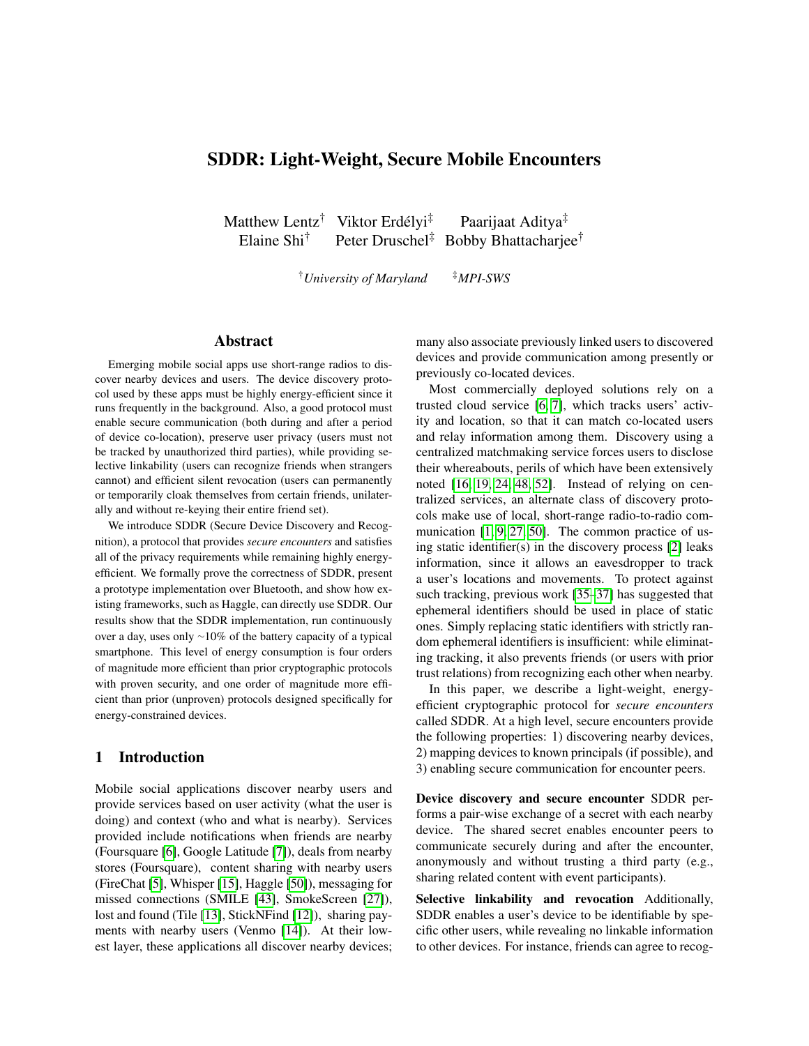# SDDR: Light-Weight, Secure Mobile Encounters

Matthew Lentz[†] Viktor Erdélyi[‡] Paarijaat Aditya[‡]
Elaine Shi[†] Peter Druschel[‡] Bobby Bhattacharjee[†]

[†]*University of Maryland* [‡]*MPI-SWS*

## Abstract

Emerging mobile social apps use short-range radios to discover nearby devices and users. The device discovery protocol used by these apps must be highly energy-efficient since it runs frequently in the background. Also, a good protocol must enable secure communication (both during and after a period of device co-location), preserve user privacy (users must not be tracked by unauthorized third parties), while providing selective linkability (users can recognize friends when strangers cannot) and efficient silent revocation (users can permanently or temporarily cloak themselves from certain friends, unilaterally and without re-keying their entire friend set).

We introduce SDDR (Secure Device Discovery and Recognition), a protocol that provides *secure encounters* and satisfies all of the privacy requirements while remaining highly energy-efficient. We formally prove the correctness of SDDR, present a prototype implementation over Bluetooth, and show how existing frameworks, such as Haggle, can directly use SDDR. Our results show that the SDDR implementation, run continuously over a day, uses only ~10% of the battery capacity of a typical smartphone. This level of energy consumption is four orders of magnitude more efficient than prior cryptographic protocols with proven security, and one order of magnitude more efficient than prior (unproven) protocols designed specifically for energy-constrained devices.

## 1 Introduction

Mobile social applications discover nearby users and provide services based on user activity (what the user is doing) and context (who and what is nearby). Services provided include notifications when friends are nearby (Foursquare [6], Google Latitude [7]), deals from nearby stores (Foursquare), content sharing with nearby users (FireChat [5], Whisper [15], Haggle [50]), messaging for missed connections (SMILE [43], SmokeScreen [27]), lost and found (Tile [13], StickNFind [12]), sharing payments with nearby users (Venmo [14]). At their lowest layer, these applications all discover nearby devices; many also associate previously linked users to discovered devices and provide communication among presently or previously co-located devices.

Most commercially deployed solutions rely on a trusted cloud service [6, 7], which tracks users' activity and location, so that it can match co-located users and relay information among them. Discovery using a centralized matchmaking service forces users to disclose their whereabouts, perils of which have been extensively noted [16, 19, 24, 48, 52]. Instead of relying on centralized services, an alternate class of discovery protocols make use of local, short-range radio-to-radio communication [1, 9, 27, 50]. The common practice of using static identifier(s) in the discovery process [2] leaks information, since it allows an eavesdropper to track a user's locations and movements. To protect against such tracking, previous work [35–37] has suggested that ephemeral identifiers should be used in place of static ones. Simply replacing static identifiers with strictly random ephemeral identifiers is insufficient: while eliminating tracking, it also prevents friends (or users with prior trust relations) from recognizing each other when nearby.

In this paper, we describe a light-weight, energy-efficient cryptographic protocol for *secure encounters* called SDDR. At a high level, secure encounters provide the following properties: 1) discovering nearby devices, 2) mapping devices to known principals (if possible), and 3) enabling secure communication for encounter peers.

**Device discovery and secure encounter** SDDR performs a pair-wise exchange of a secret with each nearby device. The shared secret enables encounter peers to communicate securely during and after the encounter, anonymously and without trusting a third party (e.g., sharing related content with event participants).

**Selective linkability and revocation** Additionally, SDDR enables a user's device to be identifiable by specific other users, while revealing no linkable information to other devices. For instance, friends can agree to recog-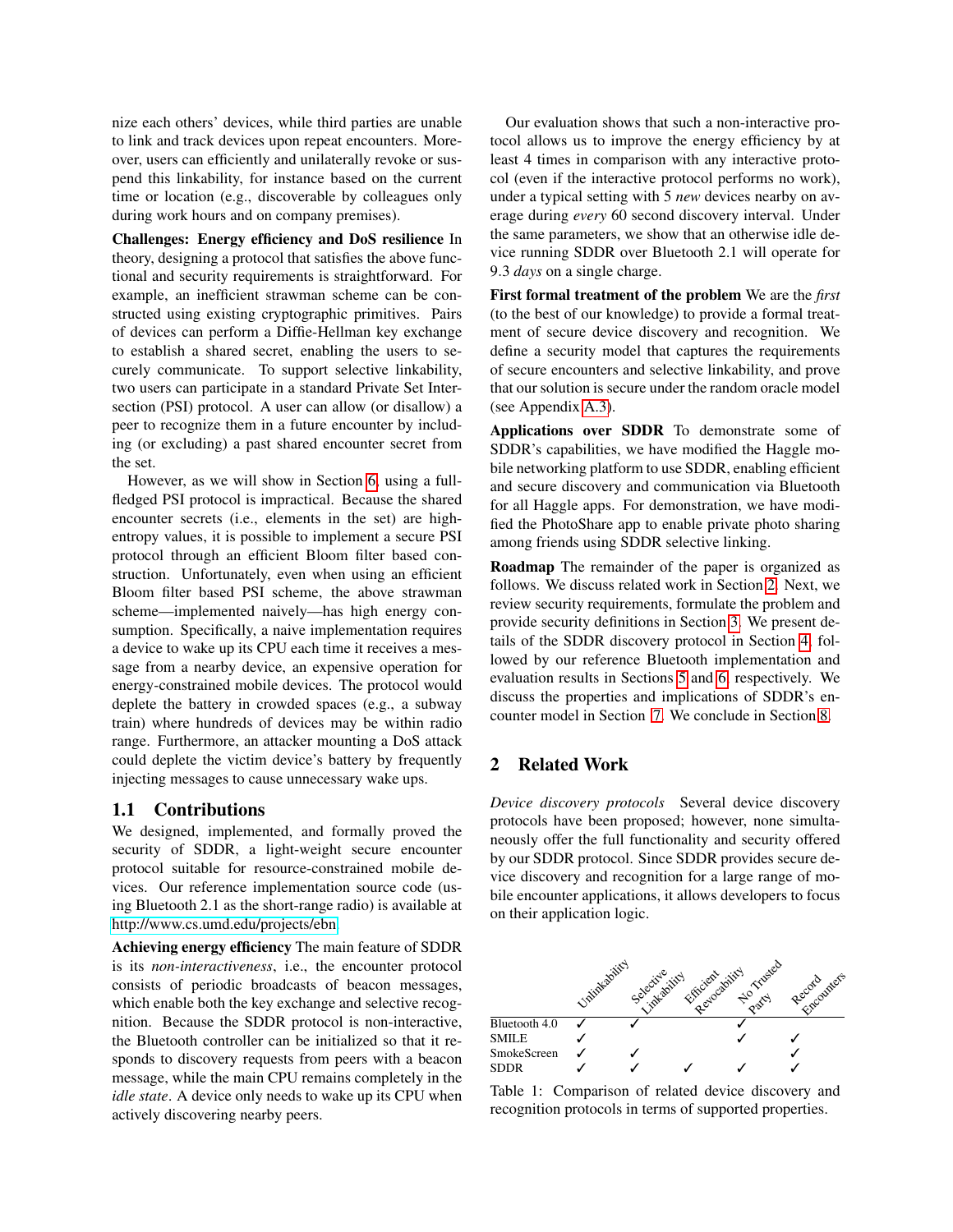nize each others' devices, while third parties are unable to link and track devices upon repeat encounters. Moreover, users can efficiently and unilaterally revoke or suspend this linkability, for instance based on the current time or location (e.g., discoverable by colleagues only during work hours and on company premises).

**Challenges: Energy efficiency and DoS resilience** In theory, designing a protocol that satisfies the above functional and security requirements is straightforward. For example, an inefficient strawman scheme can be constructed using existing cryptographic primitives. Pairs of devices can perform a Diffie-Hellman key exchange to establish a shared secret, enabling the users to securely communicate. To support selective linkability, two users can participate in a standard Private Set Intersection (PSI) protocol. A user can allow (or disallow) a peer to recognize them in a future encounter by including (or excluding) a past shared encounter secret from the set.

However, as we will show in Section 6, using a full-fledged PSI protocol is impractical. Because the shared encounter secrets (i.e., elements in the set) are high-entropy values, it is possible to implement a secure PSI protocol through an efficient Bloom filter based construction. Unfortunately, even when using an efficient Bloom filter based PSI scheme, the above strawman scheme—implemented naively—has high energy consumption. Specifically, a naive implementation requires a device to wake up its CPU each time it receives a message from a nearby device, an expensive operation for energy-constrained mobile devices. The protocol would deplete the battery in crowded spaces (e.g., a subway train) where hundreds of devices may be within radio range. Furthermore, an attacker mounting a DoS attack could deplete the victim device's battery by frequently injecting messages to cause unnecessary wake ups.

## 1.1 Contributions

We designed, implemented, and formally proved the security of SDDR, a light-weight secure encounter protocol suitable for resource-constrained mobile devices. Our reference implementation source code (using Bluetooth 2.1 as the short-range radio) is available at http://www.cs.umd.edu/projects/ebn.

**Achieving energy efficiency** The main feature of SDDR is its *non-interactiveness*, i.e., the encounter protocol consists of periodic broadcasts of beacon messages, which enable both the key exchange and selective recognition. Because the SDDR protocol is non-interactive, the Bluetooth controller can be initialized so that it responds to discovery requests from peers with a beacon message, while the main CPU remains completely in the *idle state*. A device only needs to wake up its CPU when actively discovering nearby peers.

Our evaluation shows that such a non-interactive protocol allows us to improve the energy efficiency by at least 4 times in comparison with any interactive protocol (even if the interactive protocol performs no work), under a typical setting with 5 *new* devices nearby on average during *every* 60 second discovery interval. Under the same parameters, we show that an otherwise idle device running SDDR over Bluetooth 2.1 will operate for 9.3 *days* on a single charge.

**First formal treatment of the problem** We are the *first* (to the best of our knowledge) to provide a formal treatment of secure device discovery and recognition. We define a security model that captures the requirements of secure encounters and selective linkability, and prove that our solution is secure under the random oracle model (see Appendix A.3).

**Applications over SDDR** To demonstrate some of SDDR's capabilities, we have modified the Haggle mobile networking platform to use SDDR, enabling efficient and secure discovery and communication via Bluetooth for all Haggle apps. For demonstration, we have modified the PhotoShare app to enable private photo sharing among friends using SDDR selective linking.

**Roadmap** The remainder of the paper is organized as follows. We discuss related work in Section 2. Next, we review security requirements, formulate the problem and provide security definitions in Section 3. We present details of the SDDR discovery protocol in Section 4, followed by our reference Bluetooth implementation and evaluation results in Sections 5 and 6, respectively. We discuss the properties and implications of SDDR's encounter model in Section 7. We conclude in Section 8.

## 2 Related Work

*Device discovery protocols* Several device discovery protocols have been proposed; however, none simultaneously offer the full functionality and security offered by our SDDR protocol. Since SDDR provides secure device discovery and recognition for a large range of mobile encounter applications, it allows developers to focus on their application logic.

| | Unlinkability | Selective Linkability | Efficient Revocability | No Trusted Party | Record Encounters |
|---|---|---|---|---|---|
| Bluetooth 4.0 | ✓ | ✓ | | ✓ | |
| SMILE | ✓ | | | ✓ | ✓ |
| SmokeScreen | ✓ | ✓ | | | ✓ |
| SDDR | ✓ | ✓ | ✓ | ✓ | ✓ |

Table 1: Comparison of related device discovery and recognition protocols in terms of supported properties.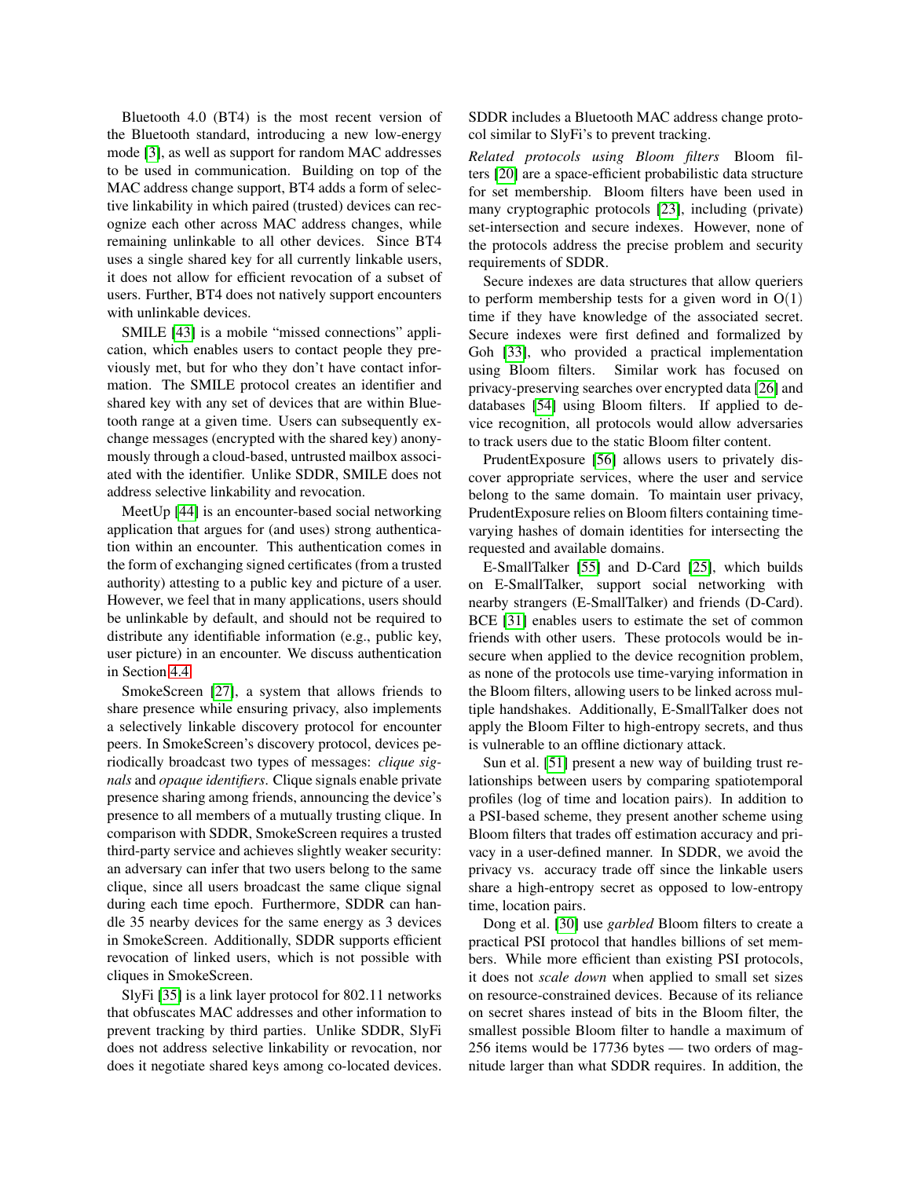Bluetooth 4.0 (BT4) is the most recent version of the Bluetooth standard, introducing a new low-energy mode [3], as well as support for random MAC addresses to be used in communication. Building on top of the MAC address change support, BT4 adds a form of selective linkability in which paired (trusted) devices can recognize each other across MAC address changes, while remaining unlinkable to all other devices. Since BT4 uses a single shared key for all currently linkable users, it does not allow for efficient revocation of a subset of users. Further, BT4 does not natively support encounters with unlinkable devices.

SMILE [43] is a mobile "missed connections" application, which enables users to contact people they previously met, but for who they don't have contact information. The SMILE protocol creates an identifier and shared key with any set of devices that are within Bluetooth range at a given time. Users can subsequently exchange messages (encrypted with the shared key) anonymously through a cloud-based, untrusted mailbox associated with the identifier. Unlike SDDR, SMILE does not address selective linkability and revocation.

MeetUp [44] is an encounter-based social networking application that argues for (and uses) strong authentication within an encounter. This authentication comes in the form of exchanging signed certificates (from a trusted authority) attesting to a public key and picture of a user. However, we feel that in many applications, users should be unlinkable by default, and should not be required to distribute any identifiable information (e.g., public key, user picture) in an encounter. We discuss authentication in Section 4.4.

SmokeScreen [27], a system that allows friends to share presence while ensuring privacy, also implements a selectively linkable discovery protocol for encounter peers. In SmokeScreen's discovery protocol, devices periodically broadcast two types of messages: *clique signals* and *opaque identifiers*. Clique signals enable private presence sharing among friends, announcing the device's presence to all members of a mutually trusting clique. In comparison with SDDR, SmokeScreen requires a trusted third-party service and achieves slightly weaker security: an adversary can infer that two users belong to the same clique, since all users broadcast the same clique signal during each time epoch. Furthermore, SDDR can handle 35 nearby devices for the same energy as 3 devices in SmokeScreen. Additionally, SDDR supports efficient revocation of linked users, which is not possible with cliques in SmokeScreen.

SlyFi [35] is a link layer protocol for 802.11 networks that obfuscates MAC addresses and other information to prevent tracking by third parties. Unlike SDDR, SlyFi does not address selective linkability or revocation, nor does it negotiate shared keys among co-located devices. SDDR includes a Bluetooth MAC address change protocol similar to SlyFi's to prevent tracking.

*Related protocols using Bloom filters* Bloom filters [20] are a space-efficient probabilistic data structure for set membership. Bloom filters have been used in many cryptographic protocols [23], including (private) set-intersection and secure indexes. However, none of the protocols address the precise problem and security requirements of SDDR.

Secure indexes are data structures that allow queriers to perform membership tests for a given word in $O(1)$ time if they have knowledge of the associated secret. Secure indexes were first defined and formalized by Goh [33], who provided a practical implementation using Bloom filters. Similar work has focused on privacy-preserving searches over encrypted data [26] and databases [54] using Bloom filters. If applied to device recognition, all protocols would allow adversaries to track users due to the static Bloom filter content.

PrudentExposure [56] allows users to privately discover appropriate services, where the user and service belong to the same domain. To maintain user privacy, PrudentExposure relies on Bloom filters containing time-varying hashes of domain identities for intersecting the requested and available domains.

E-SmallTalker [55] and D-Card [25], which builds on E-SmallTalker, support social networking with nearby strangers (E-SmallTalker) and friends (D-Card). BCE [31] enables users to estimate the set of common friends with other users. These protocols would be insecure when applied to the device recognition problem, as none of the protocols use time-varying information in the Bloom filters, allowing users to be linked across multiple handshakes. Additionally, E-SmallTalker does not apply the Bloom Filter to high-entropy secrets, and thus is vulnerable to an offline dictionary attack.

Sun et al. [51] present a new way of building trust relationships between users by comparing spatiotemporal profiles (log of time and location pairs). In addition to a PSI-based scheme, they present another scheme using Bloom filters that trades off estimation accuracy and privacy in a user-defined manner. In SDDR, we avoid the privacy vs. accuracy trade off since the linkable users share a high-entropy secret as opposed to low-entropy time, location pairs.

Dong et al. [30] use *garbled* Bloom filters to create a practical PSI protocol that handles billions of set members. While more efficient than existing PSI protocols, it does not *scale down* when applied to small set sizes on resource-constrained devices. Because of its reliance on secret shares instead of bits in the Bloom filter, the smallest possible Bloom filter to handle a maximum of 256 items would be 17736 bytes — two orders of magnitude larger than what SDDR requires. In addition, the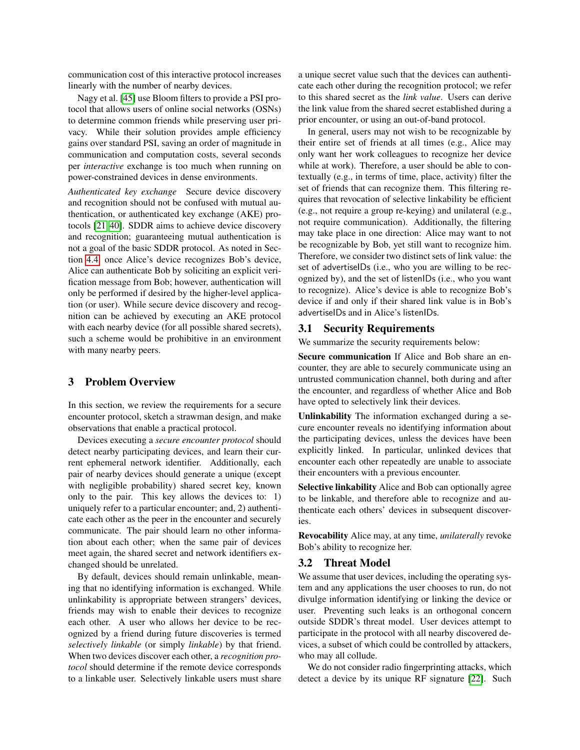communication cost of this interactive protocol increases linearly with the number of nearby devices.

Nagy et al. [45] use Bloom filters to provide a PSI protocol that allows users of online social networks (OSNs) to determine common friends while preserving user privacy. While their solution provides ample efficiency gains over standard PSI, saving an order of magnitude in communication and computation costs, several seconds per *interactive* exchange is too much when running on power-constrained devices in dense environments.

*Authenticated key exchange* Secure device discovery and recognition should not be confused with mutual authentication, or authenticated key exchange (AKE) protocols [21, 40]. SDDR aims to achieve device discovery and recognition; guaranteeing mutual authentication is not a goal of the basic SDDR protocol. As noted in Section 4.4, once Alice's device recognizes Bob's device, Alice can authenticate Bob by soliciting an explicit verification message from Bob; however, authentication will only be performed if desired by the higher-level application (or user). While secure device discovery and recognition can be achieved by executing an AKE protocol with each nearby device (for all possible shared secrets), such a scheme would be prohibitive in an environment with many nearby peers.

## 3 Problem Overview

In this section, we review the requirements for a secure encounter protocol, sketch a strawman design, and make observations that enable a practical protocol.

Devices executing a *secure encounter protocol* should detect nearby participating devices, and learn their current ephemeral network identifier. Additionally, each pair of nearby devices should generate a unique (except with negligible probability) shared secret key, known only to the pair. This key allows the devices to: 1) uniquely refer to a particular encounter; and, 2) authenticate each other as the peer in the encounter and securely communicate. The pair should learn no other information about each other; when the same pair of devices meet again, the shared secret and network identifiers exchanged should be unrelated.

By default, devices should remain unlinkable, meaning that no identifying information is exchanged. While unlinkability is appropriate between strangers' devices, friends may wish to enable their devices to recognize each other. A user who allows her device to be recognized by a friend during future discoveries is termed *selectively linkable* (or simply *linkable*) by that friend. When two devices discover each other, a *recognition protocol* should determine if the remote device corresponds to a linkable user. Selectively linkable users must share a unique secret value such that the devices can authenticate each other during the recognition protocol; we refer to this shared secret as the *link value*. Users can derive the link value from the shared secret established during a prior encounter, or using an out-of-band protocol.

In general, users may not wish to be recognizable by their entire set of friends at all times (e.g., Alice may only want her work colleagues to recognize her device while at work). Therefore, a user should be able to contextually (e.g., in terms of time, place, activity) filter the set of friends that can recognize them. This filtering requires that revocation of selective linkability be efficient (e.g., not require a group re-keying) and unilateral (e.g., not require communication). Additionally, the filtering may take place in one direction: Alice may want to not be recognizable by Bob, yet still want to recognize him. Therefore, we consider two distinct sets of link value: the set of advertiseIDs (i.e., who you are willing to be recognized by), and the set of listenIDs (i.e., who you want to recognize). Alice's device is able to recognize Bob's device if and only if their shared link value is in Bob's advertiseIDs and in Alice's listenIDs.

### 3.1 Security Requirements

We summarize the security requirements below:

**Secure communication** If Alice and Bob share an encounter, they are able to securely communicate using an untrusted communication channel, both during and after the encounter, and regardless of whether Alice and Bob have opted to selectively link their devices.

**Unlinkability** The information exchanged during a secure encounter reveals no identifying information about the participating devices, unless the devices have been explicitly linked. In particular, unlinked devices that encounter each other repeatedly are unable to associate their encounters with a previous encounter.

**Selective linkability** Alice and Bob can optionally agree to be linkable, and therefore able to recognize and authenticate each others' devices in subsequent discoveries.

**Revocability** Alice may, at any time, *unilaterally* revoke Bob's ability to recognize her.

### 3.2 Threat Model

We assume that user devices, including the operating system and any applications the user chooses to run, do not divulge information identifying or linking the device or user. Preventing such leaks is an orthogonal concern outside SDDR's threat model. User devices attempt to participate in the protocol with all nearby discovered devices, a subset of which could be controlled by attackers, who may all collude.

We do not consider radio fingerprinting attacks, which detect a device by its unique RF signature [22]. Such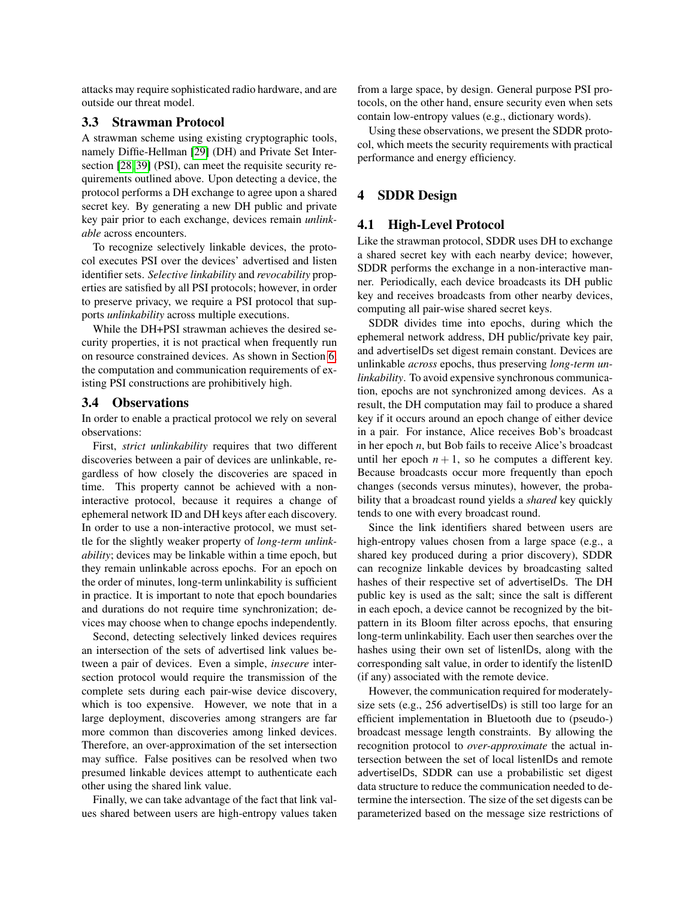attacks may require sophisticated radio hardware, and are outside our threat model.

### 3.3 Strawman Protocol

A strawman scheme using existing cryptographic tools, namely Diffie-Hellman [29] (DH) and Private Set Intersection [28, 39] (PSI), can meet the requisite security requirements outlined above. Upon detecting a device, the protocol performs a DH exchange to agree upon a shared secret key. By generating a new DH public and private key pair prior to each exchange, devices remain *unlinkable* across encounters.

To recognize selectively linkable devices, the protocol executes PSI over the devices' advertised and listen identifier sets. *Selective linkability* and *revocability* properties are satisfied by all PSI protocols; however, in order to preserve privacy, we require a PSI protocol that supports *unlinkability* across multiple executions.

While the DH+PSI strawman achieves the desired security properties, it is not practical when frequently run on resource constrained devices. As shown in Section 6, the computation and communication requirements of existing PSI constructions are prohibitively high.

### 3.4 Observations

In order to enable a practical protocol we rely on several observations:

First, *strict unlinkability* requires that two different discoveries between a pair of devices are unlinkable, regardless of how closely the discoveries are spaced in time. This property cannot be achieved with a non-interactive protocol, because it requires a change of ephemeral network ID and DH keys after each discovery. In order to use a non-interactive protocol, we must settle for the slightly weaker property of *long-term unlinkability*; devices may be linkable within a time epoch, but they remain unlinkable across epochs. For an epoch on the order of minutes, long-term unlinkability is sufficient in practice. It is important to note that epoch boundaries and durations do not require time synchronization; devices may choose when to change epochs independently.

Second, detecting selectively linked devices requires an intersection of the sets of advertised link values between a pair of devices. Even a simple, *insecure* intersection protocol would require the transmission of the complete sets during each pair-wise device discovery, which is too expensive. However, we note that in a large deployment, discoveries among strangers are far more common than discoveries among linked devices. Therefore, an over-approximation of the set intersection may suffice. False positives can be resolved when two presumed linkable devices attempt to authenticate each other using the shared link value.

Finally, we can take advantage of the fact that link values shared between users are high-entropy values taken from a large space, by design. General purpose PSI protocols, on the other hand, ensure security even when sets contain low-entropy values (e.g., dictionary words).

Using these observations, we present the SDDR protocol, which meets the security requirements with practical performance and energy efficiency.

## 4 SDDR Design

### 4.1 High-Level Protocol

Like the strawman protocol, SDDR uses DH to exchange a shared secret key with each nearby device; however, SDDR performs the exchange in a non-interactive manner. Periodically, each device broadcasts its DH public key and receives broadcasts from other nearby devices, computing all pair-wise shared secret keys.

SDDR divides time into epochs, during which the ephemeral network address, DH public/private key pair, and advertiseIDs set digest remain constant. Devices are unlinkable *across* epochs, thus preserving *long-term unlinkability*. To avoid expensive synchronous communication, epochs are not synchronized among devices. As a result, the DH computation may fail to produce a shared key if it occurs around an epoch change of either device in a pair. For instance, Alice receives Bob's broadcast in her epoch $n$, but Bob fails to receive Alice's broadcast until her epoch $n+1$, so he computes a different key. Because broadcasts occur more frequently than epoch changes (seconds versus minutes), however, the probability that a broadcast round yields a *shared* key quickly tends to one with every broadcast round.

Since the link identifiers shared between users are high-entropy values chosen from a large space (e.g., a shared key produced during a prior discovery), SDDR can recognize linkable devices by broadcasting salted hashes of their respective set of advertiseIDs. The DH public key is used as the salt; since the salt is different in each epoch, a device cannot be recognized by the bit-pattern in its Bloom filter across epochs, that ensuring long-term unlinkability. Each user then searches over the hashes using their own set of listenIDs, along with the corresponding salt value, in order to identify the listenID (if any) associated with the remote device.

However, the communication required for moderately-size sets (e.g., 256 advertiseIDs) is still too large for an efficient implementation in Bluetooth due to (pseudo-) broadcast message length constraints. By allowing the recognition protocol to *over-approximate* the actual intersection between the set of local listenIDs and remote advertiseIDs, SDDR can use a probabilistic set digest data structure to reduce the communication needed to determine the intersection. The size of the set digests can be parameterized based on the message size restrictions of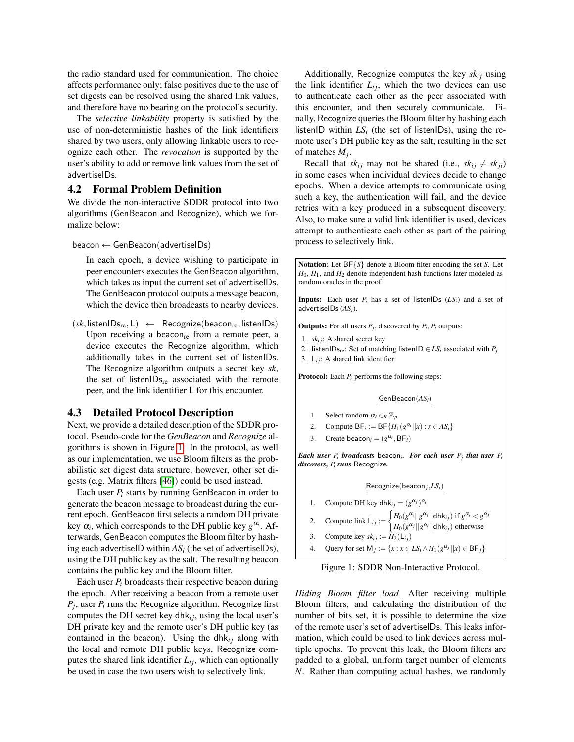the radio standard used for communication. The choice affects performance only; false positives due to the use of set digests can be resolved using the shared link values, and therefore have no bearing on the protocol's security.

The *selective linkability* property is satisfied by the use of non-deterministic hashes of the link identifiers shared by two users, only allowing linkable users to recognize each other. The *revocation* is supported by the user's ability to add or remove link values from the set of advertiseIDs.

## 4.2 Formal Problem Definition

We divide the non-interactive SDDR protocol into two algorithms (GenBeacon and Recognize), which we formalize below:

beacon $\leftarrow$ GenBeacon(advertiseIDs)

In each epoch, a device wishing to participate in peer encounters executes the GenBeacon algorithm, which takes as input the current set of advertiseIDs. The GenBeacon protocol outputs a message beacon, which the device then broadcasts to nearby devices.

$(sk, \text{listenIDs}_{\text{re}}, \mathsf{L}) \leftarrow$ Recognize($\text{beacon}_{\text{re}}$, listenIDs)

Upon receiving a $\text{beacon}_{\text{re}}$ from a remote peer, a device executes the Recognize algorithm, which additionally takes in the current set of listenIDs. The Recognize algorithm outputs a secret key $sk$, the set of $\text{listenIDs}_{\text{re}}$ associated with the remote peer, and the link identifier L for this encounter.

## 4.3 Detailed Protocol Description

Next, we provide a detailed description of the SDDR protocol. Pseudo-code for the *GenBeacon* and *Recognize* algorithms is shown in Figure 1. In the protocol, as well as our implementation, we use Bloom filters as the probabilistic set digest data structure; however, other set digests (e.g. Matrix filters [46]) could be used instead.

Each user $P_i$ starts by running GenBeacon in order to generate the beacon message to broadcast during the current epoch. GenBeacon first selects a random DH private key $\alpha_i$, which corresponds to the DH public key $g^{\alpha_i}$. Afterwards, GenBeacon computes the Bloom filter by hashing each advertiseID within $AS_i$ (the set of advertiseIDs), using the DH public key as the salt. The resulting beacon contains the public key and the Bloom filter.

Each user $P_i$ broadcasts their respective beacon during the epoch. After receiving a beacon from a remote user $P_j$, user $P_i$ runs the Recognize algorithm. Recognize first computes the DH secret key $\mathsf{dhk}_{ij}$, using the local user's DH private key and the remote user's DH public key (as contained in the beacon). Using the $\mathsf{dhk}_{ij}$ along with the local and remote DH public keys, Recognize computes the shared link identifier $L_{ij}$, which can optionally be used in case the two users wish to selectively link.

Additionally, Recognize computes the key $sk_{ij}$ using the link identifier $L_{ij}$, which the two devices can use to authenticate each other as the peer associated with this encounter, and then securely communicate. Finally, Recognize queries the Bloom filter by hashing each listenID within $LS_i$ (the set of listenIDs), using the remote user's DH public key as the salt, resulting in the set of matches $M_j$.

Recall that $sk_{ij}$ may not be shared (i.e., $sk_{ij} \neq sk_{ji}$) in some cases when individual devices decide to change epochs. When a device attempts to communicate using such a key, the authentication will fail, and the device retries with a key produced in a subsequent discovery. Also, to make sure a valid link identifier is used, devices attempt to authenticate each other as part of the pairing process to selectively link.

**Notation**: Let $\mathsf{BF}\{S\}$ denote a Bloom filter encoding the set $S$. Let $H_0$, $H_1$, and $H_2$ denote independent hash functions later modeled as random oracles in the proof.

**Inputs:** Each user $P_i$ has a set of listenIDs ($LS_i$) and a set of advertiseIDs ($AS_i$).

**Outputs:** For all users $P_j$, discovered by $P_i$, $P_i$ outputs:

1. $sk_{ij}$: A shared secret key
2. $\text{listenIDs}_{\text{re}}$: Set of matching listenID $\in LS_i$ associated with $P_j$
3. $\mathsf{L}_{ij}$: A shared link identifier

**Protocol:** Each $P_i$ performs the following steps:

GenBeacon($AS_i$)

1. Select random $\alpha_i \in_R \mathbb{Z}_p$
2. Compute $\mathsf{BF}_i := \mathsf{BF}\{H_1(g^{\alpha_i} || x) : x \in AS_i\}$
3. Create $\text{beacon}_i = (g^{\alpha_i}, \mathsf{BF}_i)$

***Each user $P_i$ broadcasts*** $\text{beacon}_i$***. For each user $P_j$ that user $P_i$ discovers, $P_i$ runs*** Recognize***.***

Recognize($\text{beacon}_j, LS_i$)

1. Compute DH key $\mathsf{dhk}_{ij} = (g^{\alpha_j})^{\alpha_i}$
2. Compute link $\mathsf{L}_{ij} := \begin{cases} H_0(g^{\alpha_i} || g^{\alpha_j} || \mathsf{dhk}_{ij}) & \text{if } g^{\alpha_i} < g^{\alpha_j} \\ H_0(g^{\alpha_j} || g^{\alpha_i} || \mathsf{dhk}_{ij}) & \text{otherwise} \end{cases}$
3. Compute key $sk_{ij} := H_2(\mathsf{L}_{ij})$
4. Query for set $\mathsf{M}_j := \{x : x \in LS_i \wedge H_1(g^{\alpha_j} || x) \in \mathsf{BF}_j\}$

Figure 1: SDDR Non-Interactive Protocol.

*Hiding Bloom filter load* After receiving multiple Bloom filters, and calculating the distribution of the number of bits set, it is possible to determine the size of the remote user's set of advertiseIDs. This leaks information, which could be used to link devices across multiple epochs. To prevent this leak, the Bloom filters are padded to a global, uniform target number of elements $N$. Rather than computing actual hashes, we randomly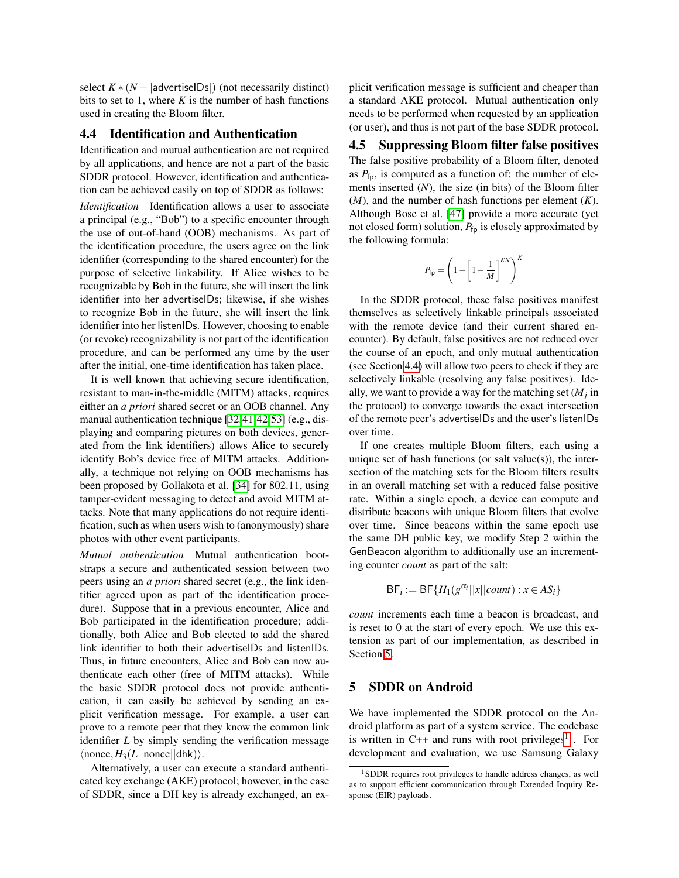select $K * (N - |\mathsf{advertiseIDs}|)$ (not necessarily distinct) bits to set to 1, where $K$ is the number of hash functions used in creating the Bloom filter.

## 4.4 Identification and Authentication

Identification and mutual authentication are not required by all applications, and hence are not a part of the basic SDDR protocol. However, identification and authentication can be achieved easily on top of SDDR as follows:

*Identification* Identification allows a user to associate a principal (e.g., "Bob") to a specific encounter through the use of out-of-band (OOB) mechanisms. As part of the identification procedure, the users agree on the link identifier (corresponding to the shared encounter) for the purpose of selective linkability. If Alice wishes to be recognizable by Bob in the future, she will insert the link identifier into her advertiseIDs; likewise, if she wishes to recognize Bob in the future, she will insert the link identifier into her listenIDs. However, choosing to enable (or revoke) recognizability is not part of the identification procedure, and can be performed any time by the user after the initial, one-time identification has taken place.

It is well known that achieving secure identification, resistant to man-in-the-middle (MITM) attacks, requires either an *a priori* shared secret or an OOB channel. Any manual authentication technique [32,41,42,53] (e.g., displaying and comparing pictures on both devices, generated from the link identifiers) allows Alice to securely identify Bob's device free of MITM attacks. Additionally, a technique not relying on OOB mechanisms has been proposed by Gollakota et al. [34] for 802.11, using tamper-evident messaging to detect and avoid MITM attacks. Note that many applications do not require identification, such as when users wish to (anonymously) share photos with other event participants.

*Mutual authentication* Mutual authentication bootstraps a secure and authenticated session between two peers using an *a priori* shared secret (e.g., the link identifier agreed upon as part of the identification procedure). Suppose that in a previous encounter, Alice and Bob participated in the identification procedure; additionally, both Alice and Bob elected to add the shared link identifier to both their advertiseIDs and listenIDs. Thus, in future encounters, Alice and Bob can now authenticate each other (free of MITM attacks). While the basic SDDR protocol does not provide authentication, it can easily be achieved by sending an explicit verification message. For example, a user can prove to a remote peer that they know the common link identifier $L$ by simply sending the verification message $\langle \mathsf{nonce}, H_3(L||\mathsf{nonce}||\mathsf{dhk})\rangle$.

Alternatively, a user can execute a standard authenticated key exchange (AKE) protocol; however, in the case of SDDR, since a DH key is already exchanged, an explicit verification message is sufficient and cheaper than a standard AKE protocol. Mutual authentication only needs to be performed when requested by an application (or user), and thus is not part of the base SDDR protocol.

## 4.5 Suppressing Bloom filter false positives

The false positive probability of a Bloom filter, denoted as $P_{\mathsf{fp}}$, is computed as a function of: the number of elements inserted ($N$), the size (in bits) of the Bloom filter ($M$), and the number of hash functions per element ($K$). Although Bose et al. [47] provide a more accurate (yet not closed form) solution, $P_{\mathsf{fp}}$ is closely approximated by the following formula:

$$P_{\mathsf{fp}} = \left(1 - \left[1 - \frac{1}{M}\right]^{KN}\right)^{K}$$

In the SDDR protocol, these false positives manifest themselves as selectively linkable principals associated with the remote device (and their current shared encounter). By default, false positives are not reduced over the course of an epoch, and only mutual authentication (see Section 4.4) will allow two peers to check if they are selectively linkable (resolving any false positives). Ideally, we want to provide a way for the matching set ($M_j$ in the protocol) to converge towards the exact intersection of the remote peer's advertiseIDs and the user's listenIDs over time.

If one creates multiple Bloom filters, each using a unique set of hash functions (or salt value(s)), the intersection of the matching sets for the Bloom filters results in an overall matching set with a reduced false positive rate. Within a single epoch, a device can compute and distribute beacons with unique Bloom filters that evolve over time. Since beacons within the same epoch use the same DH public key, we modify Step 2 within the GenBeacon algorithm to additionally use an incrementing counter *count* as part of the salt:

$$\mathsf{BF}_i := \mathsf{BF}\{H_1(g^{\alpha_i}||x||count) : x \in AS_i\}$$

*count* increments each time a beacon is broadcast, and is reset to 0 at the start of every epoch. We use this extension as part of our implementation, as described in Section 5.

# 5 SDDR on Android

We have implemented the SDDR protocol on the Android platform as part of a system service. The codebase is written in C++ and runs with root privileges[1]. For development and evaluation, we use Samsung Galaxy

[1] SDDR requires root privileges to handle address changes, as well as to support efficient communication through Extended Inquiry Response (EIR) payloads.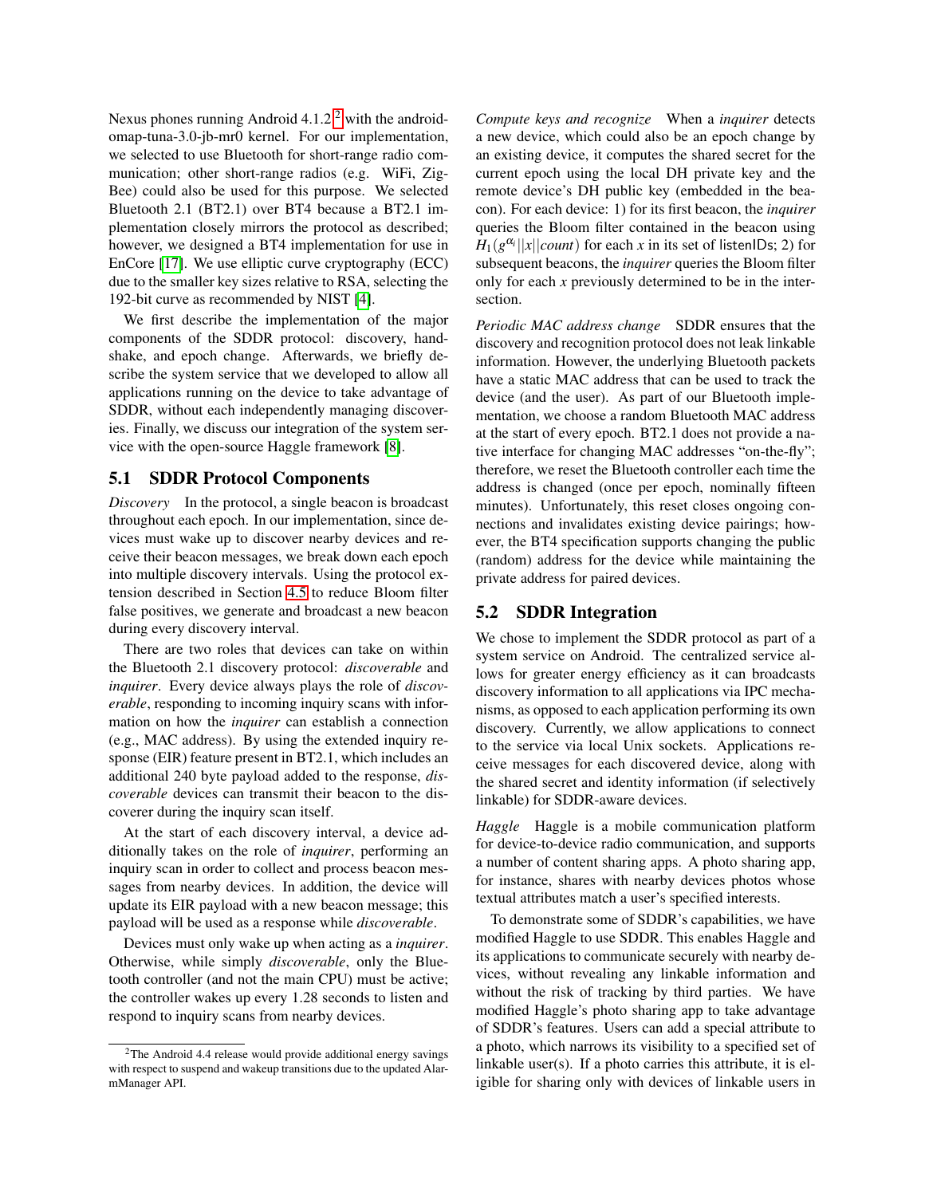Nexus phones running Android 4.1.2 [2] with the android-omap-tuna-3.0-jb-mr0 kernel. For our implementation, we selected to use Bluetooth for short-range radio communication; other short-range radios (e.g. WiFi, ZigBee) could also be used for this purpose. We selected Bluetooth 2.1 (BT2.1) over BT4 because a BT2.1 implementation closely mirrors the protocol as described; however, we designed a BT4 implementation for use in EnCore [17]. We use elliptic curve cryptography (ECC) due to the smaller key sizes relative to RSA, selecting the 192-bit curve as recommended by NIST [4].

We first describe the implementation of the major components of the SDDR protocol: discovery, handshake, and epoch change. Afterwards, we briefly describe the system service that we developed to allow all applications running on the device to take advantage of SDDR, without each independently managing discoveries. Finally, we discuss our integration of the system service with the open-source Haggle framework [8].

## 5.1 SDDR Protocol Components

*Discovery* In the protocol, a single beacon is broadcast throughout each epoch. In our implementation, since devices must wake up to discover nearby devices and receive their beacon messages, we break down each epoch into multiple discovery intervals. Using the protocol extension described in Section 4.5 to reduce Bloom filter false positives, we generate and broadcast a new beacon during every discovery interval.

There are two roles that devices can take on within the Bluetooth 2.1 discovery protocol: *discoverable* and *inquirer*. Every device always plays the role of *discoverable*, responding to incoming inquiry scans with information on how the *inquirer* can establish a connection (e.g., MAC address). By using the extended inquiry response (EIR) feature present in BT2.1, which includes an additional 240 byte payload added to the response, *discoverable* devices can transmit their beacon to the discoverer during the inquiry scan itself.

At the start of each discovery interval, a device additionally takes on the role of *inquirer*, performing an inquiry scan in order to collect and process beacon messages from nearby devices. In addition, the device will update its EIR payload with a new beacon message; this payload will be used as a response while *discoverable*.

Devices must only wake up when acting as a *inquirer*. Otherwise, while simply *discoverable*, only the Bluetooth controller (and not the main CPU) must be active; the controller wakes up every 1.28 seconds to listen and respond to inquiry scans from nearby devices.

*Compute keys and recognize* When a *inquirer* detects a new device, which could also be an epoch change by an existing device, it computes the shared secret for the current epoch using the local DH private key and the remote device's DH public key (embedded in the beacon). For each device: 1) for its first beacon, the *inquirer* queries the Bloom filter contained in the beacon using $H_1(g^{\alpha_i}||x||count)$ for each $x$ in its set of listenIDs; 2) for subsequent beacons, the *inquirer* queries the Bloom filter only for each $x$ previously determined to be in the intersection.

*Periodic MAC address change* SDDR ensures that the discovery and recognition protocol does not leak linkable information. However, the underlying Bluetooth packets have a static MAC address that can be used to track the device (and the user). As part of our Bluetooth implementation, we choose a random Bluetooth MAC address at the start of every epoch. BT2.1 does not provide a native interface for changing MAC addresses "on-the-fly"; therefore, we reset the Bluetooth controller each time the address is changed (once per epoch, nominally fifteen minutes). Unfortunately, this reset closes ongoing connections and invalidates existing device pairings; however, the BT4 specification supports changing the public (random) address for the device while maintaining the private address for paired devices.

## 5.2 SDDR Integration

We chose to implement the SDDR protocol as part of a system service on Android. The centralized service allows for greater energy efficiency as it can broadcasts discovery information to all applications via IPC mechanisms, as opposed to each application performing its own discovery. Currently, we allow applications to connect to the service via local Unix sockets. Applications receive messages for each discovered device, along with the shared secret and identity information (if selectively linkable) for SDDR-aware devices.

*Haggle* Haggle is a mobile communication platform for device-to-device radio communication, and supports a number of content sharing apps. A photo sharing app, for instance, shares with nearby devices photos whose textual attributes match a user's specified interests.

To demonstrate some of SDDR's capabilities, we have modified Haggle to use SDDR. This enables Haggle and its applications to communicate securely with nearby devices, without revealing any linkable information and without the risk of tracking by third parties. We have modified Haggle's photo sharing app to take advantage of SDDR's features. Users can add a special attribute to a photo, which narrows its visibility to a specified set of linkable user(s). If a photo carries this attribute, it is eligible for sharing only with devices of linkable users in

[2] The Android 4.4 release would provide additional energy savings with respect to suspend and wakeup transitions due to the updated AlarmManager API.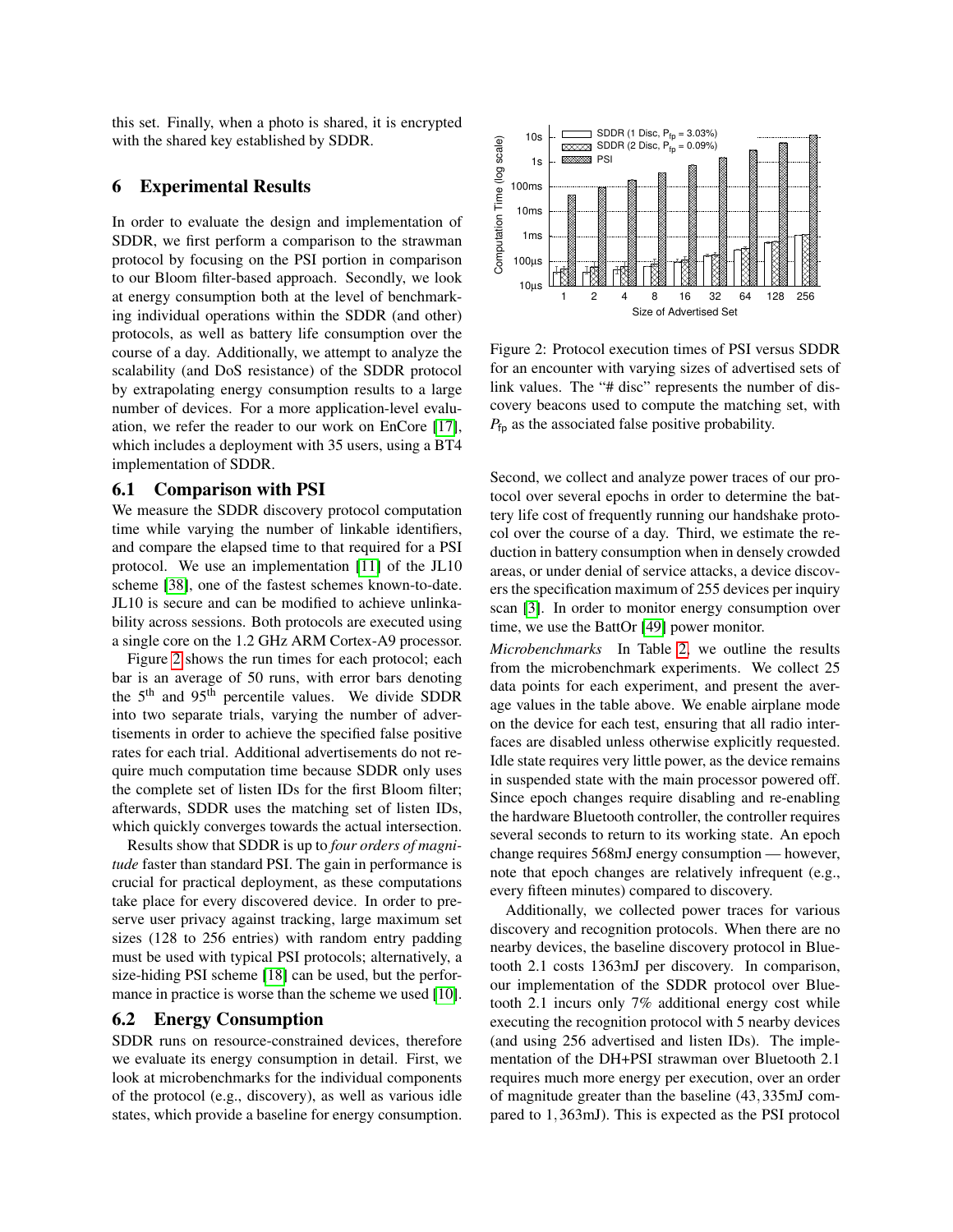this set. Finally, when a photo is shared, it is encrypted with the shared key established by SDDR.

# 6 Experimental Results

In order to evaluate the design and implementation of SDDR, we first perform a comparison to the strawman protocol by focusing on the PSI portion in comparison to our Bloom filter-based approach. Secondly, we look at energy consumption both at the level of benchmarking individual operations within the SDDR (and other) protocols, as well as battery life consumption over the course of a day. Additionally, we attempt to analyze the scalability (and DoS resistance) of the SDDR protocol by extrapolating energy consumption results to a large number of devices. For a more application-level evaluation, we refer the reader to our work on EnCore [17], which includes a deployment with 35 users, using a BT4 implementation of SDDR.

## 6.1 Comparison with PSI

We measure the SDDR discovery protocol computation time while varying the number of linkable identifiers, and compare the elapsed time to that required for a PSI protocol. We use an implementation [11] of the JL10 scheme [38], one of the fastest schemes known-to-date. JL10 is secure and can be modified to achieve unlinkability across sessions. Both protocols are executed using a single core on the 1.2 GHz ARM Cortex-A9 processor.

Figure 2 shows the run times for each protocol; each bar is an average of 50 runs, with error bars denoting the 5[th] and 95[th] percentile values. We divide SDDR into two separate trials, varying the number of advertisements in order to achieve the specified false positive rates for each trial. Additional advertisements do not require much computation time because SDDR only uses the complete set of listen IDs for the first Bloom filter; afterwards, SDDR uses the matching set of listen IDs, which quickly converges towards the actual intersection.

Results show that SDDR is up to *four orders of magnitude* faster than standard PSI. The gain in performance is crucial for practical deployment, as these computations take place for every discovered device. In order to preserve user privacy against tracking, large maximum set sizes (128 to 256 entries) with random entry padding must be used with typical PSI protocols; alternatively, a size-hiding PSI scheme [18] can be used, but the performance in practice is worse than the scheme we used [10].

## 6.2 Energy Consumption

SDDR runs on resource-constrained devices, therefore we evaluate its energy consumption in detail. First, we look at microbenchmarks for the individual components of the protocol (e.g., discovery), as well as various idle states, which provide a baseline for energy consumption.

Figure 2: Protocol execution times of PSI versus SDDR for an encounter with varying sizes of advertised sets of link values. The "# disc" represents the number of discovery beacons used to compute the matching set, with $P_{\text{fp}}$ as the associated false positive probability.

Second, we collect and analyze power traces of our protocol over several epochs in order to determine the battery life cost of frequently running our handshake protocol over the course of a day. Third, we estimate the reduction in battery consumption when in densely crowded areas, or under denial of service attacks, a device discovers the specification maximum of 255 devices per inquiry scan [3]. In order to monitor energy consumption over time, we use the BattOr [49] power monitor.

*Microbenchmarks* In Table 2, we outline the results from the microbenchmark experiments. We collect 25 data points for each experiment, and present the average values in the table above. We enable airplane mode on the device for each test, ensuring that all radio interfaces are disabled unless otherwise explicitly requested. Idle state requires very little power, as the device remains in suspended state with the main processor powered off. Since epoch changes require disabling and re-enabling the hardware Bluetooth controller, the controller requires several seconds to return to its working state. An epoch change requires 568mJ energy consumption — however, note that epoch changes are relatively infrequent (e.g., every fifteen minutes) compared to discovery.

Additionally, we collected power traces for various discovery and recognition protocols. When there are no nearby devices, the baseline discovery protocol in Bluetooth 2.1 costs 1363mJ per discovery. In comparison, our implementation of the SDDR protocol over Bluetooth 2.1 incurs only 7% additional energy cost while executing the recognition protocol with 5 nearby devices (and using 256 advertised and listen IDs). The implementation of the DH+PSI strawman over Bluetooth 2.1 requires much more energy per execution, over an order of magnitude greater than the baseline (43,335mJ compared to 1,363mJ). This is expected as the PSI protocol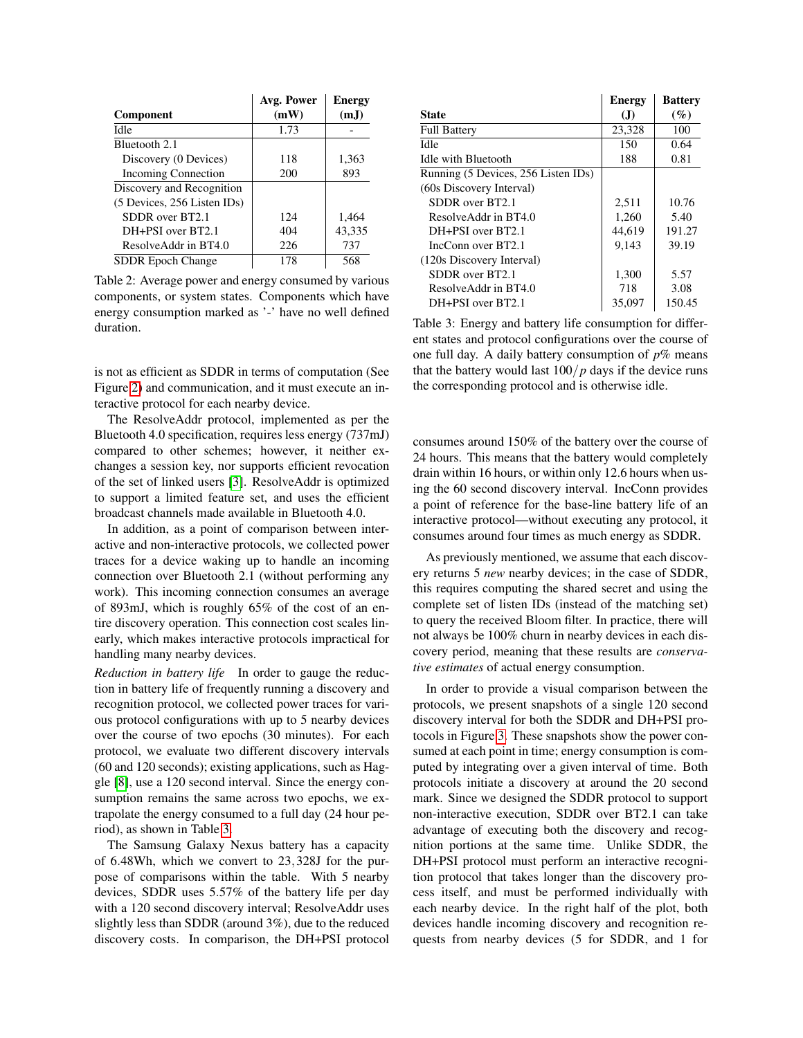| Component | Avg. Power (mW) | Energy (mJ) |
|---|---|---|
| Idle | 1.73 | - |
| Bluetooth 2.1 | | |
| Discovery (0 Devices) | 118 | 1,363 |
| Incoming Connection | 200 | 893 |
| Discovery and Recognition (5 Devices, 256 Listen IDs) | | |
| SDDR over BT2.1 | 124 | 1,464 |
| DH+PSI over BT2.1 | 404 | 43,335 |
| ResolveAddr in BT4.0 | 226 | 737 |
| SDDR Epoch Change | 178 | 568 |

Table 2: Average power and energy consumed by various components, or system states. Components which have energy consumption marked as '-' have no well defined duration.

is not as efficient as SDDR in terms of computation (See Figure 2) and communication, and it must execute an interactive protocol for each nearby device.

The ResolveAddr protocol, implemented as per the Bluetooth 4.0 specification, requires less energy (737mJ) compared to other schemes; however, it neither exchanges a session key, nor supports efficient revocation of the set of linked users [3]. ResolveAddr is optimized to support a limited feature set, and uses the efficient broadcast channels made available in Bluetooth 4.0.

In addition, as a point of comparison between interactive and non-interactive protocols, we collected power traces for a device waking up to handle an incoming connection over Bluetooth 2.1 (without performing any work). This incoming connection consumes an average of 893mJ, which is roughly 65% of the cost of an entire discovery operation. This connection cost scales linearly, which makes interactive protocols impractical for handling many nearby devices.

*Reduction in battery life* In order to gauge the reduction in battery life of frequently running a discovery and recognition protocol, we collected power traces for various protocol configurations with up to 5 nearby devices over the course of two epochs (30 minutes). For each protocol, we evaluate two different discovery intervals (60 and 120 seconds); existing applications, such as Haggle [8], use a 120 second interval. Since the energy consumption remains the same across two epochs, we extrapolate the energy consumed to a full day (24 hour period), as shown in Table 3.

The Samsung Galaxy Nexus battery has a capacity of 6.48Wh, which we convert to 23,328J for the purpose of comparisons within the table. With 5 nearby devices, SDDR uses 5.57% of the battery life per day with a 120 second discovery interval; ResolveAddr uses slightly less than SDDR (around 3%), due to the reduced discovery costs. In comparison, the DH+PSI protocol

| State | Energy (J) | Battery (%) |
|---|---|---|
| Full Battery | 23,328 | 100 |
| Idle | 150 | 0.64 |
| Idle with Bluetooth | 188 | 0.81 |
| Running (5 Devices, 256 Listen IDs) | | |
| (60s Discovery Interval) | | |
| SDDR over BT2.1 | 2,511 | 10.76 |
| ResolveAddr in BT4.0 | 1,260 | 5.40 |
| DH+PSI over BT2.1 | 44,619 | 191.27 |
| IncConn over BT2.1 | 9,143 | 39.19 |
| (120s Discovery Interval) | | |
| SDDR over BT2.1 | 1,300 | 5.57 |
| ResolveAddr in BT4.0 | 718 | 3.08 |
| DH+PSI over BT2.1 | 35,097 | 150.45 |

Table 3: Energy and battery life consumption for different states and protocol configurations over the course of one full day. A daily battery consumption of $p$% means that the battery would last $100/p$ days if the device runs the corresponding protocol and is otherwise idle.

consumes around 150% of the battery over the course of 24 hours. This means that the battery would completely drain within 16 hours, or within only 12.6 hours when using the 60 second discovery interval. IncConn provides a point of reference for the base-line battery life of an interactive protocol—without executing any protocol, it consumes around four times as much energy as SDDR.

As previously mentioned, we assume that each discovery returns 5 *new* nearby devices; in the case of SDDR, this requires computing the shared secret and using the complete set of listen IDs (instead of the matching set) to query the received Bloom filter. In practice, there will not always be 100% churn in nearby devices in each discovery period, meaning that these results are *conservative estimates* of actual energy consumption.

In order to provide a visual comparison between the protocols, we present snapshots of a single 120 second discovery interval for both the SDDR and DH+PSI protocols in Figure 3. These snapshots show the power consumed at each point in time; energy consumption is computed by integrating over a given interval of time. Both protocols initiate a discovery at around the 20 second mark. Since we designed the SDDR protocol to support non-interactive execution, SDDR over BT2.1 can take advantage of executing both the discovery and recognition portions at the same time. Unlike SDDR, the DH+PSI protocol must perform an interactive recognition protocol that takes longer than the discovery process itself, and must be performed individually with each nearby device. In the right half of the plot, both devices handle incoming discovery and recognition requests from nearby devices (5 for SDDR, and 1 for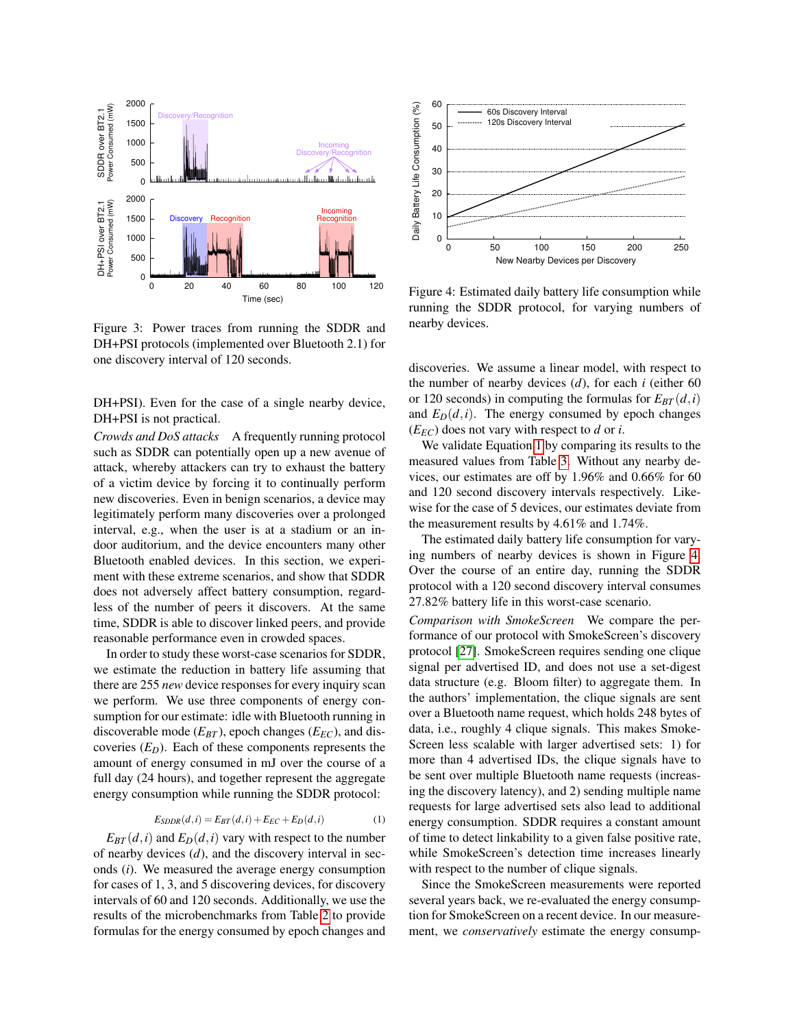Figure 3: Power traces from running the SDDR and DH+PSI protocols (implemented over Bluetooth 2.1) for one discovery interval of 120 seconds.

Figure 4: Estimated daily battery life consumption while running the SDDR protocol, for varying numbers of nearby devices.

DH+PSI). Even for the case of a single nearby device, DH+PSI is not practical.

*Crowds and DoS attacks* A frequently running protocol such as SDDR can potentially open up a new avenue of attack, whereby attackers can try to exhaust the battery of a victim device by forcing it to continually perform new discoveries. Even in benign scenarios, a device may legitimately perform many discoveries over a prolonged interval, e.g., when the user is at a stadium or an indoor auditorium, and the device encounters many other Bluetooth enabled devices. In this section, we experiment with these extreme scenarios, and show that SDDR does not adversely affect battery consumption, regardless of the number of peers it discovers. At the same time, SDDR is able to discover linked peers, and provide reasonable performance even in crowded spaces.

In order to study these worst-case scenarios for SDDR, we estimate the reduction in battery life assuming that there are 255 *new* device responses for every inquiry scan we perform. We use three components of energy consumption for our estimate: idle with Bluetooth running in discoverable mode ($E_{BT}$), epoch changes ($E_{EC}$), and discoveries ($E_D$). Each of these components represents the amount of energy consumed in mJ over the course of a full day (24 hours), and together represent the aggregate energy consumption while running the SDDR protocol:

$$E_{SDDR}(d,i) = E_{BT}(d,i) + E_{EC} + E_D(d,i) \quad (1)$$

$E_{BT}(d,i)$ and $E_D(d,i)$ vary with respect to the number of nearby devices ($d$), and the discovery interval in seconds ($i$). We measured the average energy consumption for cases of 1, 3, and 5 discovering devices, for discovery intervals of 60 and 120 seconds. Additionally, we use the results of the microbenchmarks from Table 2 to provide formulas for the energy consumed by epoch changes and discoveries. We assume a linear model, with respect to the number of nearby devices ($d$), for each $i$ (either 60 or 120 seconds) in computing the formulas for $E_{BT}(d,i)$ and $E_D(d,i)$. The energy consumed by epoch changes ($E_{EC}$) does not vary with respect to $d$ or $i$.

We validate Equation 1 by comparing its results to the measured values from Table 3. Without any nearby devices, our estimates are off by 1.96% and 0.66% for 60 and 120 second discovery intervals respectively. Likewise for the case of 5 devices, our estimates deviate from the measurement results by 4.61% and 1.74%.

The estimated daily battery life consumption for varying numbers of nearby devices is shown in Figure 4. Over the course of an entire day, running the SDDR protocol with a 120 second discovery interval consumes 27.82% battery life in this worst-case scenario.

*Comparison with SmokeScreen* We compare the performance of our protocol with SmokeScreen's discovery protocol [27]. SmokeScreen requires sending one clique signal per advertised ID, and does not use a set-digest data structure (e.g. Bloom filter) to aggregate them. In the authors' implementation, the clique signals are sent over a Bluetooth name request, which holds 248 bytes of data, i.e., roughly 4 clique signals. This makes SmokeScreen less scalable with larger advertised sets: 1) for more than 4 advertised IDs, the clique signals have to be sent over multiple Bluetooth name requests (increasing the discovery latency), and 2) sending multiple name requests for large advertised sets also lead to additional energy consumption. SDDR requires a constant amount of time to detect linkability to a given false positive rate, while SmokeScreen's detection time increases linearly with respect to the number of clique signals.

Since the SmokeScreen measurements were reported several years back, we re-evaluated the energy consumption for SmokeScreen on a recent device. In our measurement, we *conservatively* estimate the energy consump-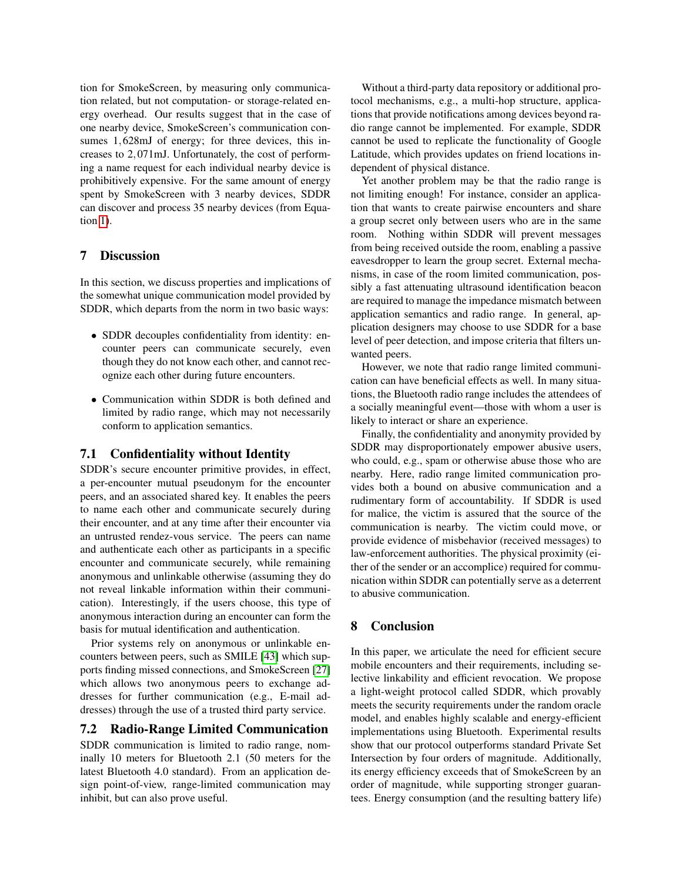tion for SmokeScreen, by measuring only communication related, but not computation- or storage-related energy overhead. Our results suggest that in the case of one nearby device, SmokeScreen's communication consumes 1,628mJ of energy; for three devices, this increases to 2,071mJ. Unfortunately, the cost of performing a name request for each individual nearby device is prohibitively expensive. For the same amount of energy spent by SmokeScreen with 3 nearby devices, SDDR can discover and process 35 nearby devices (from Equation 1).

## 7 Discussion

In this section, we discuss properties and implications of the somewhat unique communication model provided by SDDR, which departs from the norm in two basic ways:

- SDDR decouples confidentiality from identity: encounter peers can communicate securely, even though they do not know each other, and cannot recognize each other during future encounters.
- Communication within SDDR is both defined and limited by radio range, which may not necessarily conform to application semantics.

### 7.1 Confidentiality without Identity

SDDR's secure encounter primitive provides, in effect, a per-encounter mutual pseudonym for the encounter peers, and an associated shared key. It enables the peers to name each other and communicate securely during their encounter, and at any time after their encounter via an untrusted rendez-vous service. The peers can name and authenticate each other as participants in a specific encounter and communicate securely, while remaining anonymous and unlinkable otherwise (assuming they do not reveal linkable information within their communication). Interestingly, if the users choose, this type of anonymous interaction during an encounter can form the basis for mutual identification and authentication.

Prior systems rely on anonymous or unlinkable encounters between peers, such as SMILE [43] which supports finding missed connections, and SmokeScreen [27] which allows two anonymous peers to exchange addresses for further communication (e.g., E-mail addresses) through the use of a trusted third party service.

### 7.2 Radio-Range Limited Communication

SDDR communication is limited to radio range, nominally 10 meters for Bluetooth 2.1 (50 meters for the latest Bluetooth 4.0 standard). From an application design point-of-view, range-limited communication may inhibit, but can also prove useful.

Without a third-party data repository or additional protocol mechanisms, e.g., a multi-hop structure, applications that provide notifications among devices beyond radio range cannot be implemented. For example, SDDR cannot be used to replicate the functionality of Google Latitude, which provides updates on friend locations independent of physical distance.

Yet another problem may be that the radio range is not limiting enough! For instance, consider an application that wants to create pairwise encounters and share a group secret only between users who are in the same room. Nothing within SDDR will prevent messages from being received outside the room, enabling a passive eavesdropper to learn the group secret. External mechanisms, in case of the room limited communication, possibly a fast attenuating ultrasound identification beacon are required to manage the impedance mismatch between application semantics and radio range. In general, application designers may choose to use SDDR for a base level of peer detection, and impose criteria that filters unwanted peers.

However, we note that radio range limited communication can have beneficial effects as well. In many situations, the Bluetooth radio range includes the attendees of a socially meaningful event—those with whom a user is likely to interact or share an experience.

Finally, the confidentiality and anonymity provided by SDDR may disproportionately empower abusive users, who could, e.g., spam or otherwise abuse those who are nearby. Here, radio range limited communication provides both a bound on abusive communication and a rudimentary form of accountability. If SDDR is used for malice, the victim is assured that the source of the communication is nearby. The victim could move, or provide evidence of misbehavior (received messages) to law-enforcement authorities. The physical proximity (either of the sender or an accomplice) required for communication within SDDR can potentially serve as a deterrent to abusive communication.

## 8 Conclusion

In this paper, we articulate the need for efficient secure mobile encounters and their requirements, including selective linkability and efficient revocation. We propose a light-weight protocol called SDDR, which provably meets the security requirements under the random oracle model, and enables highly scalable and energy-efficient implementations using Bluetooth. Experimental results show that our protocol outperforms standard Private Set Intersection by four orders of magnitude. Additionally, its energy efficiency exceeds that of SmokeScreen by an order of magnitude, while supporting stronger guarantees. Energy consumption (and the resulting battery life)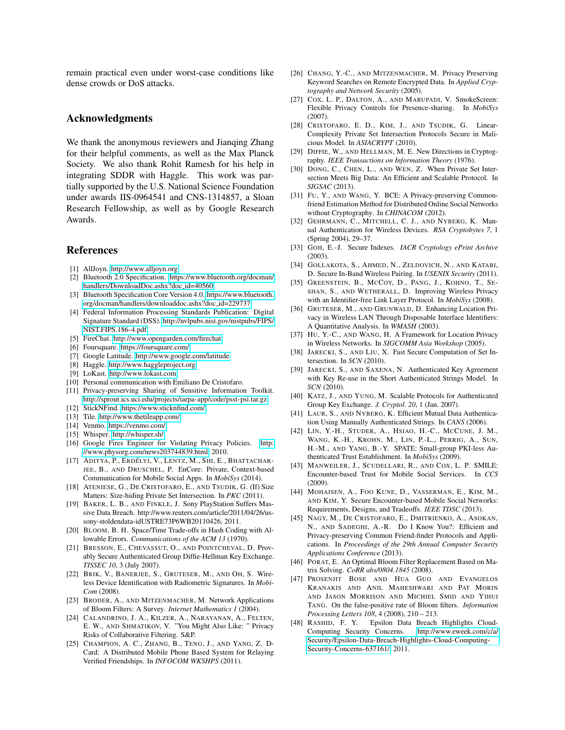remain practical even under worst-case conditions like dense crowds or DoS attacks.

## Acknowledgments

We thank the anonymous reviewers and Jianqing Zhang for their helpful comments, as well as the Max Planck Society. We also thank Rohit Ramesh for his help in integrating SDDR with Haggle. This work was partially supported by the U.S. National Science Foundation under awards IIS-0964541 and CNS-1314857, a Sloan Research Fellowship, as well as by Google Research Awards.

## References

[1] AllJoyn. http://www.alljoyn.org.

[2] Bluetooth 2.0 Specification. https://www.bluetooth.org/docman/handlers/DownloadDoc.ashx?doc_id=40560.

[3] Bluetooth Specification Core Version 4.0. https://www.bluetooth.org/docman/handlers/downloaddoc.ashx?doc_id=229737.

[4] Federal Information Processing Standards Publication: Digital Signature Standard (DSS). http://nvlpubs.nist.gov/nistpubs/FIPS/NIST.FIPS.186-4.pdf.

[5] FireChat. http://www.opengarden.com/firechat.

[6] Foursquare. https://foursquare.com/.

[7] Google Latitude. http://www.google.com/latitude.

[8] Haggle. http://www.haggleproject.org.

[9] LoKast. http://www.lokast.com.

[10] Personal communication with Emiliano De Cristofaro.

[11] Privacy-preserving Sharing of Sensitive Information Toolkit. http://sprout.ics.uci.edu/projects/iarpa-app/code/psst-psi.tar.gz.

[12] StickNFind. https://www.sticknfind.com/.

[13] Tile. http://www.thetileapp.com/.

[14] Venmo. https://venmo.com/.

[15] Whisper. http://whisper.sh/.

[16] Google Fires Engineer for Violating Privacy Policies. http://www.physorg.com/news203744839.html, 2010.

[17] ADITYA, P., ERDÉLYI, V., LENTZ, M., SHI, E., BHATTACHARJEE, B., AND DRUSCHEL, P. EnCore: Private, Context-based Communication for Mobile Social Apps. In *MobiSys* (2014).

[18] ATENIESE, G., DE CRISTOFARO, E., AND TSUDIK, G. (If) Size Matters: Size-hiding Private Set Intersection. In *PKC* (2011).

[19] BAKER, L. B., AND FINKLE, J. Sony PlayStation Suffers Massive Data Breach. http://www.reuters.com/article/2011/04/26/us-sony-stoldendata-idUSTRE73P6WB20110426, 2011.

[20] BLOOM, B. H. Space/Time Trade-offs in Hash Coding with Allowable Errors. *Communications of the ACM 13* (1970).

[21] BRESSON, E., CHEVASSUT, O., AND POINTCHEVAL, D. Provably Secure Authenticated Group Diffie-Hellman Key Exchange. *TISSEC 10*, 3 (July 2007).

[22] BRIK, V., BANERJEE, S., GRUTESER, M., AND OH, S. Wireless Device Identification with Radiometric Signatures. In *MobiCom* (2008).

[23] BRODER, A., AND MITZENMACHER, M. Network Applications of Bloom Filters: A Survey. *Internet Mathematics 1* (2004).

[24] CALANDRINO, J. A., KILZER, A., NARAYANAN, A., FELTEN, E. W., AND SHMATIKOV, V. "You Might Also Like: " Privacy Risks of Collaborative Filtering. S&P.

[25] CHAMPION, A. C., ZHANG, B., TENG, J., AND YANG, Z. D-Card: A Distributed Mobile Phone Based System for Relaying Verified Friendships. In *INFOCOM WKSHPS* (2011).

[26] CHANG, Y.-C., AND MITZENMACHER, M. Privacy Preserving Keyword Searches on Remote Encrypted Data. In *Applied Cryptography and Network Security* (2005).

[27] COX, L. P., DALTON, A., AND MARUPADI, V. SmokeScreen: Flexible Privacy Controls for Presence-sharing. In *MobiSys* (2007).

[28] CRISTOFARO, E. D., KIM, J., AND TSUDIK, G. Linear-Complexity Private Set Intersection Protocols Secure in Malicious Model. In *ASIACRYPT* (2010).

[29] DIFFIE, W., AND HELLMAN, M. E. New Directions in Cryptography. *IEEE Transactions on Information Theory* (1976).

[30] DONG, C., CHEN, L., AND WEN, Z. When Private Set Intersection Meets Big Data: An Efficient and Scalable Protocol. In *SIGSAC* (2013).

[31] FU, Y., AND WANG, Y. BCE: A Privacy-preserving Common-friend Estimation Method for Distributed Online Social Networks without Cryptography. In *CHINACOM* (2012).

[32] GEHRMANN, C., MITCHELL, C. J., AND NYBERG, K. Manual Authentication for Wireless Devices. *RSA Cryptobytes 7*, 1 (Spring 2004), 29–37.

[33] GOH, E.-J. Secure Indexes. *IACR Cryptology ePrint Archive* (2003).

[34] GOLLAKOTA, S., AHMED, N., ZELDOVICH, N., AND KATABI, D. Secure In-Band Wireless Pairing. In *USENIX Security* (2011).

[35] GREENSTEIN, B., MCCOY, D., PANG, J., KOHNO, T., SESHAN, S., AND WETHERALL, D. Improving Wireless Privacy with an Identifier-free Link Layer Protocol. In *MobiSys* (2008).

[36] GRUTESER, M., AND GRUNWALD, D. Enhancing Location Privacy in Wireless LAN Through Disposable Interface Identifiers: A Quantitative Analysis. In *WMASH* (2003).

[37] HU, Y.-C., AND WANG, H. A Framework for Location Privacy in Wireless Networks. In *SIGCOMM Asia Workshop* (2005).

[38] JARECKI, S., AND LIU, X. Fast Secure Computation of Set Intersection. In *SCN* (2010).

[39] JARECKI, S., AND SAXENA, N. Authenticated Key Agreement with Key Re-use in the Short Authenticated Strings Model. In *SCN* (2010).

[40] KATZ, J., AND YUNG, M. Scalable Protocols for Authenticated Group Key Exchange. *J. Cryptol. 20*, 1 (Jan. 2007).

[41] LAUR, S., AND NYBERG, K. Efficient Mutual Data Authentication Using Manually Authenticated Strings. In *CANS* (2006).

[42] LIN, Y.-H., STUDER, A., HSIAO, H.-C., MCCUNE, J. M., WANG, K.-H., KROHN, M., LIN, P.-L., PERRIG, A., SUN, H.-M., AND YANG, B.-Y. SPATE: Small-group PKI-less Authenticated Trust Establishment. In *MobiSys* (2009).

[43] MANWEILER, J., SCUDELLARI, R., AND COX, L. P. SMILE: Encounter-based Trust for Mobile Social Services. In *CCS* (2009).

[44] MOHAISEN, A., FOO KUNE, D., VASSERMAN, E., KIM, M., AND KIM, Y. Secure Encounter-based Mobile Social Networks: Requirements, Designs, and Tradeoffs. *IEEE TDSC* (2013).

[45] NAGY, M., DE CRISTOFARO, E., DMITRIENKO, A., ASOKAN, N., AND SADEGHI, A.-R. Do I Know You?: Efficient and Privacy-preserving Common Friend-finder Protocols and Applications. In *Proceedings of the 29th Annual Computer Security Applications Conference* (2013).

[46] PORAT, E. An Optimal Bloom Filter Replacement Based on Matrix Solving. *CoRR abs/0804.1845* (2008).

[47] PROSENJIT BOSE AND HUA GUO AND EVANGELOS KRANAKIS AND ANIL MAHESHWARI AND PAT MORIN AND JASON MORRISON AND MICHIEL SMID AND YIHUI TANG. On the false-positive rate of Bloom filters. *Information Processing Letters 108*, 4 (2008), 210 – 213.

[48] RASHID, F. Y. Epsilon Data Breach Highlights Cloud-Computing Security Concerns. http://www.eweek.com/c/a/Security/Epsilon-Data-Breach-Highlights-Cloud-Computing-Security-Concerns-637161/, 2011.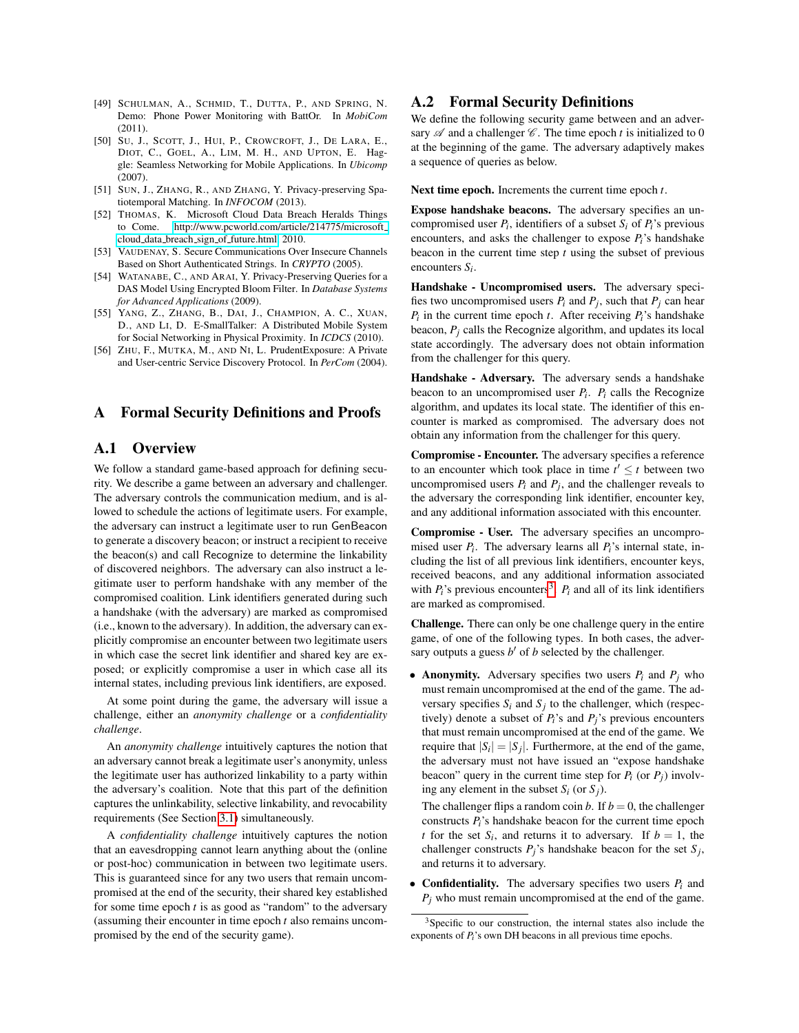[49] SCHULMAN, A., SCHMID, T., DUTTA, P., AND SPRING, N. Demo: Phone Power Monitoring with BattOr. In *MobiCom* (2011).

[50] SU, J., SCOTT, J., HUI, P., CROWCROFT, J., DE LARA, E., DIOT, C., GOEL, A., LIM, M. H., AND UPTON, E. Haggle: Seamless Networking for Mobile Applications. In *Ubicomp* (2007).

[51] SUN, J., ZHANG, R., AND ZHANG, Y. Privacy-preserving Spatiotemporal Matching. In *INFOCOM* (2013).

[52] THOMAS, K. Microsoft Cloud Data Breach Heralds Things to Come. http://www.pcworld.com/article/214775/microsoft_cloud_data_breach_sign_of_future.html, 2010.

[53] VAUDENAY, S. Secure Communications Over Insecure Channels Based on Short Authenticated Strings. In *CRYPTO* (2005).

[54] WATANABE, C., AND ARAI, Y. Privacy-Preserving Queries for a DAS Model Using Encrypted Bloom Filter. In *Database Systems for Advanced Applications* (2009).

[55] YANG, Z., ZHANG, B., DAI, J., CHAMPION, A. C., XUAN, D., AND LI, D. E-SmallTalker: A Distributed Mobile System for Social Networking in Physical Proximity. In *ICDCS* (2010).

[56] ZHU, F., MUTKA, M., AND NI, L. PrudentExposure: A Private and User-centric Service Discovery Protocol. In *PerCom* (2004).

# A Formal Security Definitions and Proofs

## A.1 Overview

We follow a standard game-based approach for defining security. We describe a game between an adversary and challenger. The adversary controls the communication medium, and is allowed to schedule the actions of legitimate users. For example, the adversary can instruct a legitimate user to run GenBeacon to generate a discovery beacon; or instruct a recipient to receive the beacon(s) and call Recognize to determine the linkability of discovered neighbors. The adversary can also instruct a legitimate user to perform handshake with any member of the compromised coalition. Link identifiers generated during such a handshake (with the adversary) are marked as compromised (i.e., known to the adversary). In addition, the adversary can explicitly compromise an encounter between two legitimate users in which case the secret link identifier and shared key are exposed; or explicitly compromise a user in which case all its internal states, including previous link identifiers, are exposed.

At some point during the game, the adversary will issue a challenge, either an *anonymity challenge* or a *confidentiality challenge*.

An *anonymity challenge* intuitively captures the notion that an adversary cannot break a legitimate user's anonymity, unless the legitimate user has authorized linkability to a party within the adversary's coalition. Note that this part of the definition captures the unlinkability, selective linkability, and revocability requirements (See Section 3.1) simultaneously.

A *confidentiality challenge* intuitively captures the notion that an eavesdropping cannot learn anything about the (online or post-hoc) communication in between two legitimate users. This is guaranteed since for any two users that remain uncompromised at the end of the security, their shared key established for some time epoch $t$ is as good as "random" to the adversary (assuming their encounter in time epoch $t$ also remains uncompromised by the end of the security game).

## A.2 Formal Security Definitions

We define the following security game between and an adversary $\mathscr{A}$ and a challenger $\mathscr{C}$. The time epoch $t$ is initialized to 0 at the beginning of the game. The adversary adaptively makes a sequence of queries as below.

**Next time epoch.** Increments the current time epoch $t$.

**Expose handshake beacons.** The adversary specifies an uncompromised user $P_i$, identifiers of a subset $S_i$ of $P_i$'s previous encounters, and asks the challenger to expose $P_i$'s handshake beacon in the current time step $t$ using the subset of previous encounters $S_i$.

**Handshake - Uncompromised users.** The adversary specifies two uncompromised users $P_i$ and $P_j$, such that $P_j$ can hear $P_i$ in the current time epoch $t$. After receiving $P_i$'s handshake beacon, $P_j$ calls the Recognize algorithm, and updates its local state accordingly. The adversary does not obtain information from the challenger for this query.

**Handshake - Adversary.** The adversary sends a handshake beacon to an uncompromised user $P_i$. $P_i$ calls the Recognize algorithm, and updates its local state. The identifier of this encounter is marked as compromised. The adversary does not obtain any information from the challenger for this query.

**Compromise - Encounter.** The adversary specifies a reference to an encounter which took place in time $t' \leq t$ between two uncompromised users $P_i$ and $P_j$, and the challenger reveals to the adversary the corresponding link identifier, encounter key, and any additional information associated with this encounter.

**Compromise - User.** The adversary specifies an uncompromised user $P_i$. The adversary learns all $P_i$'s internal state, including the list of all previous link identifiers, encounter keys, received beacons, and any additional information associated with $P_i$'s previous encounters[3]. $P_i$ and all of its link identifiers are marked as compromised.

**Challenge.** There can only be one challenge query in the entire game, of one of the following types. In both cases, the adversary outputs a guess $b'$ of $b$ selected by the challenger.

- **Anonymity.** Adversary specifies two users $P_i$ and $P_j$ who must remain uncompromised at the end of the game. The adversary specifies $S_i$ and $S_j$ to the challenger, which (respectively) denote a subset of $P_i$'s and $P_j$'s previous encounters that must remain uncompromised at the end of the game. We require that $|S_i| = |S_j|$. Furthermore, at the end of the game, the adversary must not have issued an "expose handshake beacon" query in the current time step for $P_i$ (or $P_j$) involving any element in the subset $S_i$ (or $S_j$).

  The challenger flips a random coin $b$. If $b = 0$, the challenger constructs $P_i$'s handshake beacon for the current time epoch $t$ for the set $S_i$, and returns it to adversary. If $b = 1$, the challenger constructs $P_j$'s handshake beacon for the set $S_j$, and returns it to adversary.

- **Confidentiality.** The adversary specifies two users $P_i$ and $P_j$ who must remain uncompromised at the end of the game.

[3] Specific to our construction, the internal states also include the exponents of $P_i$'s own DH beacons in all previous time epochs.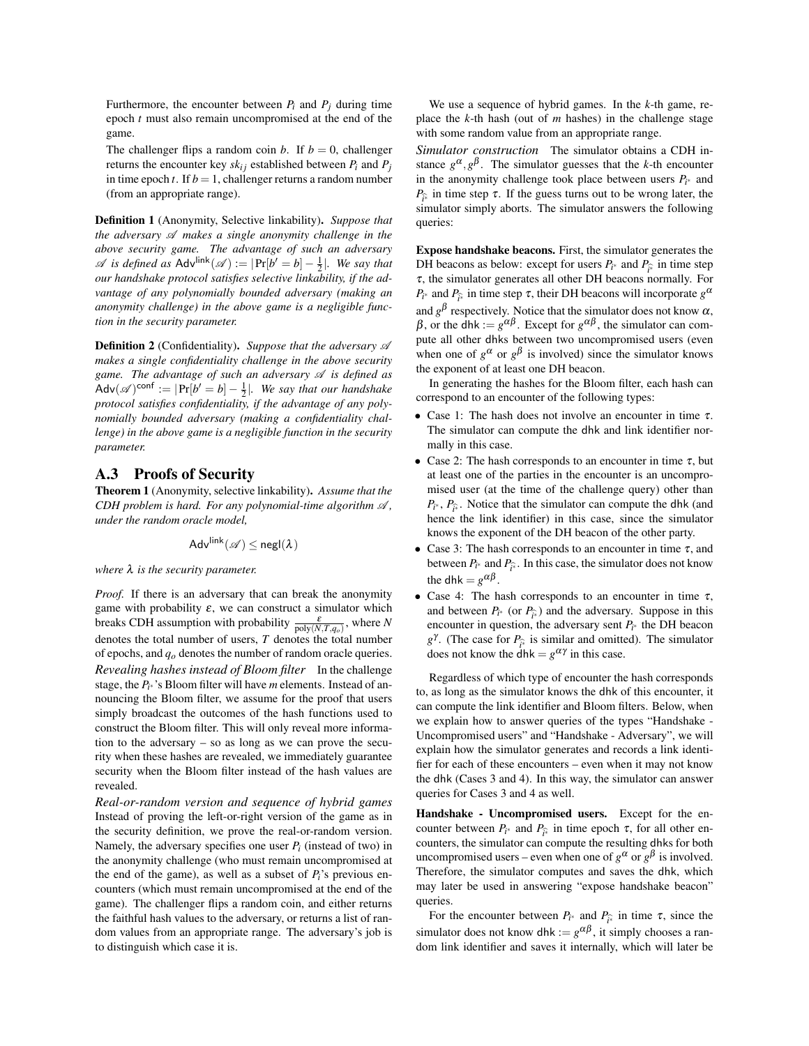Furthermore, the encounter between $P_i$ and $P_j$ during time epoch $t$ must also remain uncompromised at the end of the game.

The challenger flips a random coin $b$. If $b = 0$, challenger returns the encounter key $sk_{ij}$ established between $P_i$ and $P_j$ in time epoch $t$. If $b = 1$, challenger returns a random number (from an appropriate range).

**Definition 1** (Anonymity, Selective linkability). *Suppose that the adversary $\mathscr{A}$ makes a single anonymity challenge in the above security game. The advantage of such an adversary $\mathscr{A}$ is defined as $\mathsf{Adv}^{\mathsf{link}}(\mathscr{A}) := |\Pr[b' = b] - \frac{1}{2}|$. We say that our handshake protocol satisfies selective linkability, if the advantage of any polynomially bounded adversary (making an anonymity challenge) in the above game is a negligible function in the security parameter.*

**Definition 2** (Confidentiality). *Suppose that the adversary $\mathscr{A}$ makes a single confidentiality challenge in the above security game. The advantage of such an adversary $\mathscr{A}$ is defined as $\mathsf{Adv}(\mathscr{A})^{\mathsf{conf}} := |\Pr[b' = b] - \frac{1}{2}|$. We say that our handshake protocol satisfies confidentiality, if the advantage of any polynomially bounded adversary (making a confidentiality challenge) in the above game is a negligible function in the security parameter.*

## A.3 Proofs of Security

**Theorem 1** (Anonymity, selective linkability). *Assume that the CDH problem is hard. For any polynomial-time algorithm $\mathscr{A}$, under the random oracle model,*

$$\mathsf{Adv}^{\mathsf{link}}(\mathscr{A}) \leq \mathsf{negl}(\lambda)$$

*where $\lambda$ is the security parameter.*

*Proof.* If there is an adversary that can break the anonymity game with probability $\varepsilon$, we can construct a simulator which breaks CDH assumption with probability $\frac{\varepsilon}{\text{poly}(N,T,q_o)}$, where $N$ denotes the total number of users, $T$ denotes the total number of epochs, and $q_o$ denotes the number of random oracle queries.

*Revealing hashes instead of Bloom filter* In the challenge stage, the $P_{i^*}$'s Bloom filter will have $m$ elements. Instead of announcing the Bloom filter, we assume for the proof that users simply broadcast the outcomes of the hash functions used to construct the Bloom filter. This will only reveal more information to the adversary – so as long as we can prove the security when these hashes are revealed, we immediately guarantee security when the Bloom filter instead of the hash values are revealed.

*Real-or-random version and sequence of hybrid games* Instead of proving the left-or-right version of the game as in the security definition, we prove the real-or-random version. Namely, the adversary specifies one user $P_i$ (instead of two) in the anonymity challenge (who must remain uncompromised at the end of the game), as well as a subset of $P_i$'s previous encounters (which must remain uncompromised at the end of the game). The challenger flips a random coin, and either returns the faithful hash values to the adversary, or returns a list of random values from an appropriate range. The adversary's job is to distinguish which case it is.

We use a sequence of hybrid games. In the $k$-th game, replace the $k$-th hash (out of $m$ hashes) in the challenge stage with some random value from an appropriate range.

*Simulator construction* The simulator obtains a CDH instance $g^\alpha, g^\beta$. The simulator guesses that the $k$-th encounter in the anonymity challenge took place between users $P_{i^*}$ and $P_{\hat{i}^*}$ in time step $\tau$. If the guess turns out to be wrong later, the simulator simply aborts. The simulator answers the following queries:

**Expose handshake beacons.** First, the simulator generates the DH beacons as below: except for users $P_{i^*}$ and $P_{\hat{i}^*}$ in time step $\tau$, the simulator generates all other DH beacons normally. For $P_{i^*}$ and $P_{\hat{i}^*}$ in time step $\tau$, their DH beacons will incorporate $g^\alpha$ and $g^\beta$ respectively. Notice that the simulator does not know $\alpha$, $\beta$, or the $\mathsf{dhk} := g^{\alpha\beta}$. Except for $g^{\alpha\beta}$, the simulator can compute all other dhks between two uncompromised users (even when one of $g^\alpha$ or $g^\beta$ is involved) since the simulator knows the exponent of at least one DH beacon.

In generating the hashes for the Bloom filter, each hash can correspond to an encounter of the following types:

- Case 1: The hash does not involve an encounter in time $\tau$. The simulator can compute the dhk and link identifier normally in this case.
- Case 2: The hash corresponds to an encounter in time $\tau$, but at least one of the parties in the encounter is an uncompromised user (at the time of the challenge query) other than $P_{i^*}$, $P_{\hat{i}^*}$. Notice that the simulator can compute the dhk (and hence the link identifier) in this case, since the simulator knows the exponent of the DH beacon of the other party.
- Case 3: The hash corresponds to an encounter in time $\tau$, and between $P_{i^*}$ and $P_{\hat{i}^*}$. In this case, the simulator does not know the $\mathsf{dhk} = g^{\alpha\beta}$.
- Case 4: The hash corresponds to an encounter in time $\tau$, and between $P_{i^*}$ (or $P_{\hat{i}^*}$) and the adversary. Suppose in this encounter in question, the adversary sent $P_{i^*}$ the DH beacon $g^\gamma$. (The case for $P_{\hat{i}^*}$ is similar and omitted). The simulator does not know the $\mathsf{dhk} = g^{\alpha\gamma}$ in this case.

Regardless of which type of encounter the hash corresponds to, as long as the simulator knows the dhk of this encounter, it can compute the link identifier and Bloom filters. Below, when we explain how to answer queries of the types "Handshake - Uncompromised users" and "Handshake - Adversary", we will explain how the simulator generates and records a link identifier for each of these encounters – even when it may not know the dhk (Cases 3 and 4). In this way, the simulator can answer queries for Cases 3 and 4 as well.

**Handshake - Uncompromised users.** Except for the encounter between $P_{i^*}$ and $P_{\hat{i}^*}$ in time epoch $\tau$, for all other encounters, the simulator can compute the resulting dhks for both uncompromised users – even when one of $g^\alpha$ or $g^\beta$ is involved. Therefore, the simulator computes and saves the dhk, which may later be used in answering "expose handshake beacon" queries.

For the encounter between $P_{i^*}$ and $P_{\hat{i}^*}$ in time $\tau$, since the simulator does not know $\mathsf{dhk} := g^{\alpha\beta}$, it simply chooses a random link identifier and saves it internally, which will later be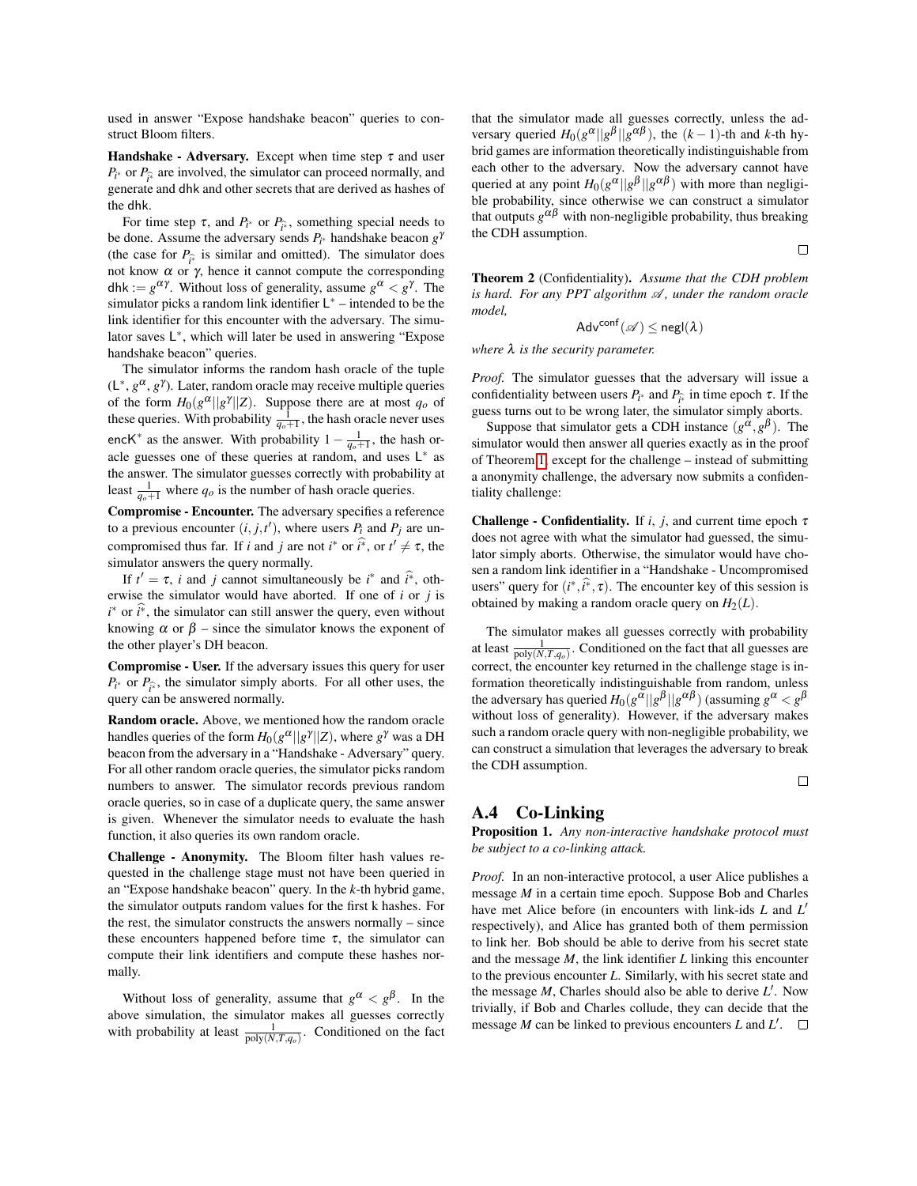used in answer "Expose handshake beacon" queries to construct Bloom filters.

**Handshake - Adversary.** Except when time step $\tau$ and user $P_{i^*}$ or $P_{\widehat{i^*}}$ are involved, the simulator can proceed normally, and generate and $\mathsf{dhk}$ and other secrets that are derived as hashes of the $\mathsf{dhk}$.

For time step $\tau$, and $P_{i^*}$ or $P_{\widehat{i^*}}$, something special needs to be done. Assume the adversary sends $P_{i^*}$ handshake beacon $g^\gamma$ (the case for $P_{\widehat{i^*}}$ is similar and omitted). The simulator does not know $\alpha$ or $\gamma$, hence it cannot compute the corresponding $\mathsf{dhk} := g^{\alpha\gamma}$. Without loss of generality, assume $g^\alpha < g^\gamma$. The simulator picks a random link identifier $\mathsf{L}^*$ – intended to be the link identifier for this encounter with the adversary. The simulator saves $\mathsf{L}^*$, which will later be used in answering "Expose handshake beacon" queries.

The simulator informs the random hash oracle of the tuple $(\mathsf{L}^*, g^\alpha, g^\gamma)$. Later, random oracle may receive multiple queries of the form $H_0(g^\alpha || g^\gamma || Z)$. Suppose there are at most $q_o$ of these queries. With probability $\frac{1}{q_o+1}$, the hash oracle never uses $\mathsf{encK}^*$ as the answer. With probability $1 - \frac{1}{q_o+1}$, the hash oracle guesses one of these queries at random, and uses $\mathsf{L}^*$ as the answer. The simulator guesses correctly with probability at least $\frac{1}{q_o+1}$ where $q_o$ is the number of hash oracle queries.

**Compromise - Encounter.** The adversary specifies a reference to a previous encounter $(i, j, t')$, where users $P_i$ and $P_j$ are uncompromised thus far. If $i$ and $j$ are not $i^*$ or $\widehat{i^*}$, or $t' \neq \tau$, the simulator answers the query normally.

If $t' = \tau$, $i$ and $j$ cannot simultaneously be $i^*$ and $\widehat{i^*}$, otherwise the simulator would have aborted. If one of $i$ or $j$ is $i^*$ or $\widehat{i^*}$, the simulator can still answer the query, even without knowing $\alpha$ or $\beta$ – since the simulator knows the exponent of the other player's DH beacon.

**Compromise - User.** If the adversary issues this query for user $P_{i^*}$ or $P_{\widehat{i^*}}$, the simulator simply aborts. For all other uses, the query can be answered normally.

**Random oracle.** Above, we mentioned how the random oracle handles queries of the form $H_0(g^\alpha || g^\gamma || Z)$, where $g^\gamma$ was a DH beacon from the adversary in a "Handshake - Adversary" query. For all other random oracle queries, the simulator picks random numbers to answer. The simulator records previous random oracle queries, so in case of a duplicate query, the same answer is given. Whenever the simulator needs to evaluate the hash function, it also queries its own random oracle.

**Challenge - Anonymity.** The Bloom filter hash values requested in the challenge stage must not have been queried in an "Expose handshake beacon" query. In the $k$-th hybrid game, the simulator outputs random values for the first k hashes. For the rest, the simulator constructs the answers normally – since these encounters happened before time $\tau$, the simulator can compute their link identifiers and compute these hashes normally.

Without loss of generality, assume that $g^\alpha < g^\beta$. In the above simulation, the simulator makes all guesses correctly with probability at least $\frac{1}{\mathrm{poly}(N,T,q_o)}$. Conditioned on the fact that the simulator made all guesses correctly, unless the adversary queried $H_0(g^\alpha || g^\beta || g^{\alpha\beta})$, the $(k-1)$-th and $k$-th hybrid games are information theoretically indistinguishable from each other to the adversary. Now the adversary cannot have queried at any point $H_0(g^\alpha || g^\beta || g^{\alpha\beta})$ with more than negligible probability, since otherwise we can construct a simulator that outputs $g^{\alpha\beta}$ with non-negligible probability, thus breaking the CDH assumption.

□

**Theorem 2** (Confidentiality). *Assume that the CDH problem is hard. For any PPT algorithm $\mathscr{A}$, under the random oracle model,*

$$\mathsf{Adv}^{\mathsf{conf}}(\mathscr{A}) \leq \mathsf{negl}(\lambda)$$

*where $\lambda$ is the security parameter.*

*Proof.* The simulator guesses that the adversary will issue a confidentiality between users $P_{i^*}$ and $P_{\widehat{i^*}}$ in time epoch $\tau$. If the guess turns out to be wrong later, the simulator simply aborts.

Suppose that simulator gets a CDH instance $(g^\alpha, g^\beta)$. The simulator would then answer all queries exactly as in the proof of Theorem 1, except for the challenge – instead of submitting a anonymity challenge, the adversary now submits a confidentiality challenge:

**Challenge - Confidentiality.** If $i$, $j$, and current time epoch $\tau$ does not agree with what the simulator had guessed, the simulator simply aborts. Otherwise, the simulator would have chosen a random link identifier in a "Handshake - Uncompromised users" query for $(i^*, \widehat{i^*}, \tau)$. The encounter key of this session is obtained by making a random oracle query on $H_2(L)$.

The simulator makes all guesses correctly with probability at least $\frac{1}{\mathrm{poly}(N,T,q_o)}$. Conditioned on the fact that all guesses are correct, the encounter key returned in the challenge stage is information theoretically indistinguishable from random, unless the adversary has queried $H_0(g^\alpha || g^\beta || g^{\alpha\beta})$ (assuming $g^\alpha < g^\beta$ without loss of generality). However, if the adversary makes such a random oracle query with non-negligible probability, we can construct a simulation that leverages the adversary to break the CDH assumption.

□

## A.4 Co-Linking

**Proposition 1.** *Any non-interactive handshake protocol must be subject to a co-linking attack.*

*Proof.* In an non-interactive protocol, a user Alice publishes a message $M$ in a certain time epoch. Suppose Bob and Charles have met Alice before (in encounters with link-ids $L$ and $L'$ respectively), and Alice has granted both of them permission to link her. Bob should be able to derive from his secret state and the message $M$, the link identifier $L$ linking this encounter to the previous encounter $L$. Similarly, with his secret state and the message $M$, Charles should also be able to derive $L'$. Now trivially, if Bob and Charles collude, they can decide that the message $M$ can be linked to previous encounters $L$ and $L'$. □